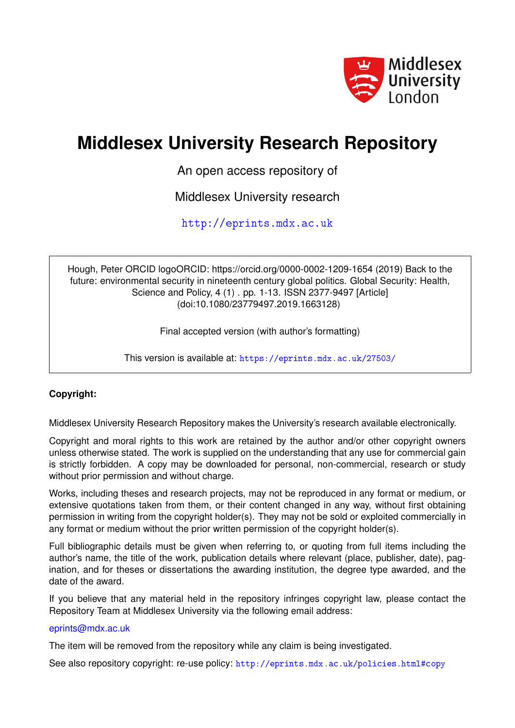Middlesex University London

# Middlesex University Research Repository

An open access repository of

Middlesex University research

http://eprints.mdx.ac.uk

Hough, Peter ORCID logoORCID: https://orcid.org/0000-0002-1209-1654 (2019) Back to the future: environmental security in nineteenth century global politics. Global Security: Health, Science and Policy, 4 (1) . pp. 1-13. ISSN 2377-9497 [Article] (doi:10.1080/23779497.2019.1663128)

Final accepted version (with author's formatting)

This version is available at: https://eprints.mdx.ac.uk/27503/

**Copyright:**

Middlesex University Research Repository makes the University's research available electronically.

Copyright and moral rights to this work are retained by the author and/or other copyright owners unless otherwise stated. The work is supplied on the understanding that any use for commercial gain is strictly forbidden. A copy may be downloaded for personal, non-commercial, research or study without prior permission and without charge.

Works, including theses and research projects, may not be reproduced in any format or medium, or extensive quotations taken from them, or their content changed in any way, without first obtaining permission in writing from the copyright holder(s). They may not be sold or exploited commercially in any format or medium without the prior written permission of the copyright holder(s).

Full bibliographic details must be given when referring to, or quoting from full items including the author's name, the title of the work, publication details where relevant (place, publisher, date), pagination, and for theses or dissertations the awarding institution, the degree type awarded, and the date of the award.

If you believe that any material held in the repository infringes copyright law, please contact the Repository Team at Middlesex University via the following email address:

eprints@mdx.ac.uk

The item will be removed from the repository while any claim is being investigated.

See also repository copyright: re-use policy: http://eprints.mdx.ac.uk/policies.html#copy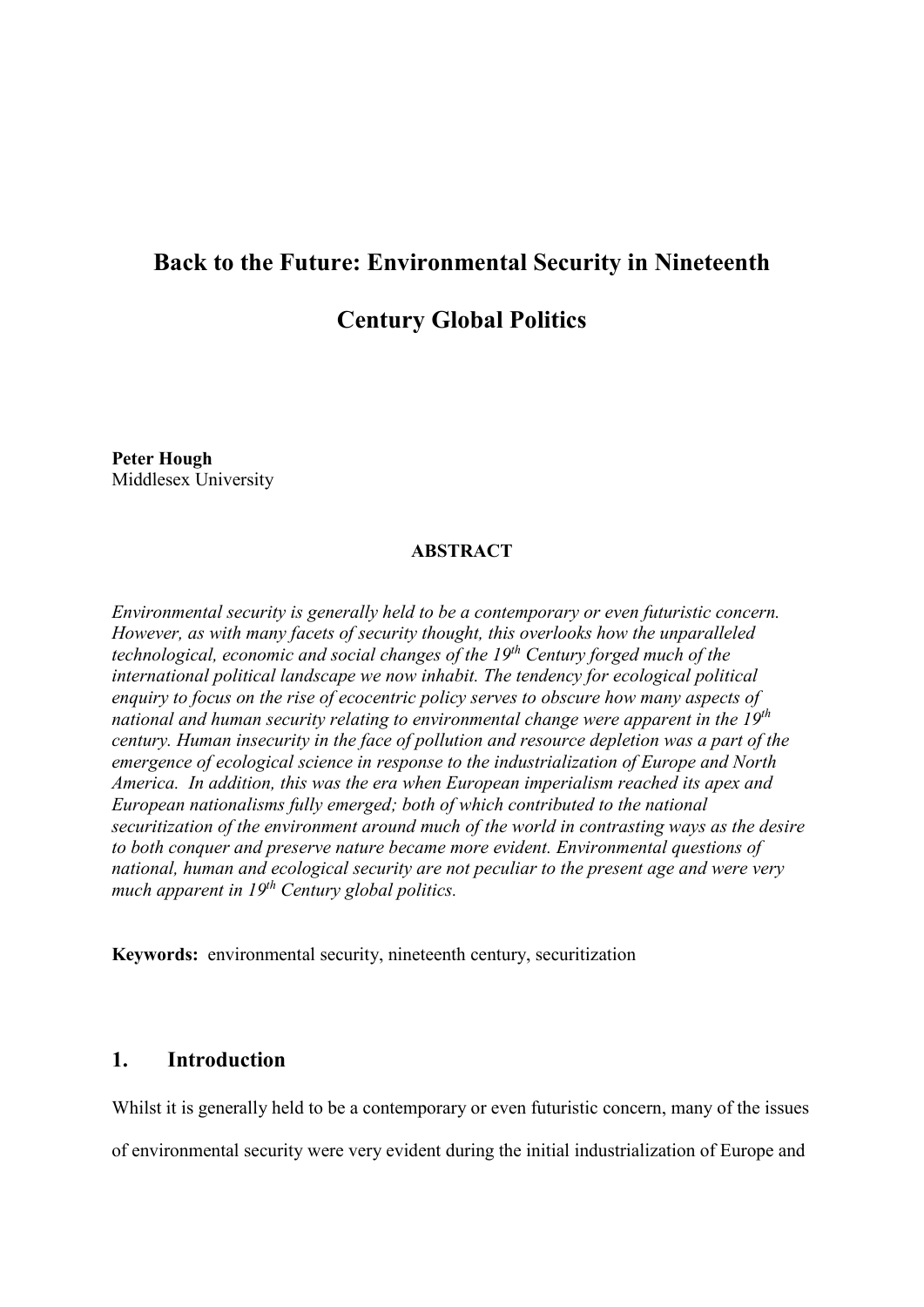# Back to the Future: Environmental Security in Nineteenth Century Global Politics

**Peter Hough**
Middlesex University

**ABSTRACT**

*Environmental security is generally held to be a contemporary or even futuristic concern. However, as with many facets of security thought, this overlooks how the unparalleled technological, economic and social changes of the 19th Century forged much of the international political landscape we now inhabit. The tendency for ecological political enquiry to focus on the rise of ecocentric policy serves to obscure how many aspects of national and human security relating to environmental change were apparent in the 19th century. Human insecurity in the face of pollution and resource depletion was a part of the emergence of ecological science in response to the industrialization of Europe and North America. In addition, this was the era when European imperialism reached its apex and European nationalisms fully emerged; both of which contributed to the national securitization of the environment around much of the world in contrasting ways as the desire to both conquer and preserve nature became more evident. Environmental questions of national, human and ecological security are not peculiar to the present age and were very much apparent in 19th Century global politics.*

**Keywords:** environmental security, nineteenth century, securitization

## 1. Introduction

Whilst it is generally held to be a contemporary or even futuristic concern, many of the issues of environmental security were very evident during the initial industrialization of Europe and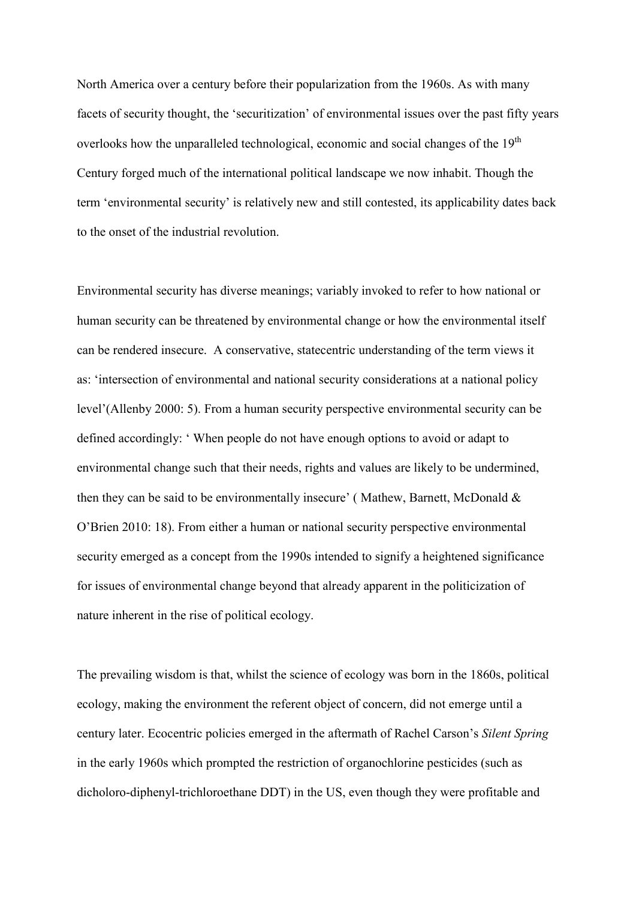North America over a century before their popularization from the 1960s. As with many facets of security thought, the 'securitization' of environmental issues over the past fifty years overlooks how the unparalleled technological, economic and social changes of the 19th Century forged much of the international political landscape we now inhabit. Though the term 'environmental security' is relatively new and still contested, its applicability dates back to the onset of the industrial revolution.

Environmental security has diverse meanings; variably invoked to refer to how national or human security can be threatened by environmental change or how the environmental itself can be rendered insecure. A conservative, statecentric understanding of the term views it as: 'intersection of environmental and national security considerations at a national policy level'(Allenby 2000: 5). From a human security perspective environmental security can be defined accordingly: ' When people do not have enough options to avoid or adapt to environmental change such that their needs, rights and values are likely to be undermined, then they can be said to be environmentally insecure' ( Mathew, Barnett, McDonald & O'Brien 2010: 18). From either a human or national security perspective environmental security emerged as a concept from the 1990s intended to signify a heightened significance for issues of environmental change beyond that already apparent in the politicization of nature inherent in the rise of political ecology.

The prevailing wisdom is that, whilst the science of ecology was born in the 1860s, political ecology, making the environment the referent object of concern, did not emerge until a century later. Ecocentric policies emerged in the aftermath of Rachel Carson's *Silent Spring* in the early 1960s which prompted the restriction of organochlorine pesticides (such as dicholoro-diphenyl-trichloroethane DDT) in the US, even though they were profitable and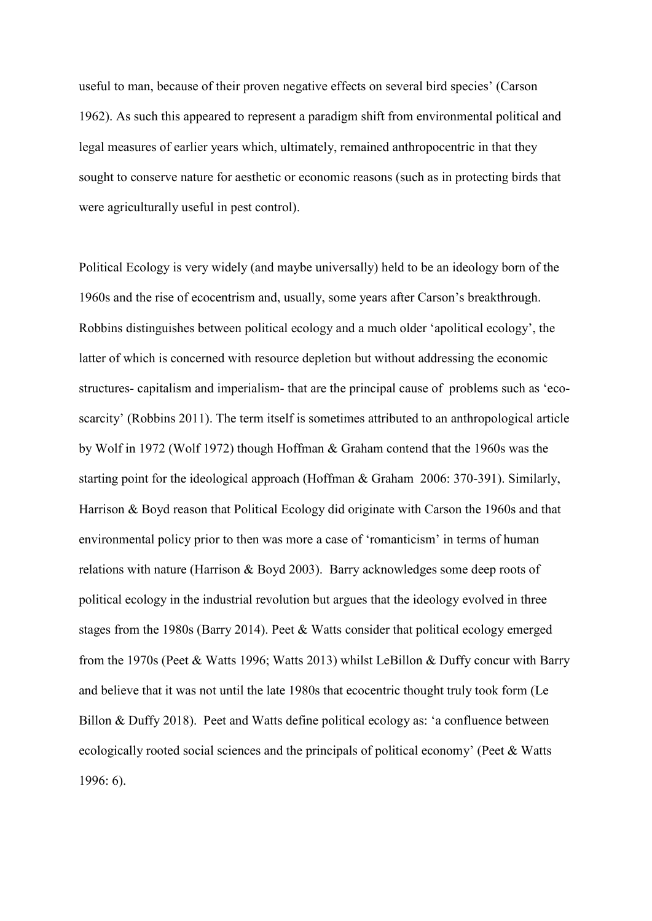useful to man, because of their proven negative effects on several bird species' (Carson 1962). As such this appeared to represent a paradigm shift from environmental political and legal measures of earlier years which, ultimately, remained anthropocentric in that they sought to conserve nature for aesthetic or economic reasons (such as in protecting birds that were agriculturally useful in pest control).

Political Ecology is very widely (and maybe universally) held to be an ideology born of the 1960s and the rise of ecocentrism and, usually, some years after Carson's breakthrough. Robbins distinguishes between political ecology and a much older 'apolitical ecology', the latter of which is concerned with resource depletion but without addressing the economic structures- capitalism and imperialism- that are the principal cause of problems such as 'eco-scarcity' (Robbins 2011). The term itself is sometimes attributed to an anthropological article by Wolf in 1972 (Wolf 1972) though Hoffman & Graham contend that the 1960s was the starting point for the ideological approach (Hoffman & Graham 2006: 370-391). Similarly, Harrison & Boyd reason that Political Ecology did originate with Carson the 1960s and that environmental policy prior to then was more a case of 'romanticism' in terms of human relations with nature (Harrison & Boyd 2003). Barry acknowledges some deep roots of political ecology in the industrial revolution but argues that the ideology evolved in three stages from the 1980s (Barry 2014). Peet & Watts consider that political ecology emerged from the 1970s (Peet & Watts 1996; Watts 2013) whilst LeBillon & Duffy concur with Barry and believe that it was not until the late 1980s that ecocentric thought truly took form (Le Billon & Duffy 2018). Peet and Watts define political ecology as: 'a confluence between ecologically rooted social sciences and the principals of political economy' (Peet & Watts 1996: 6).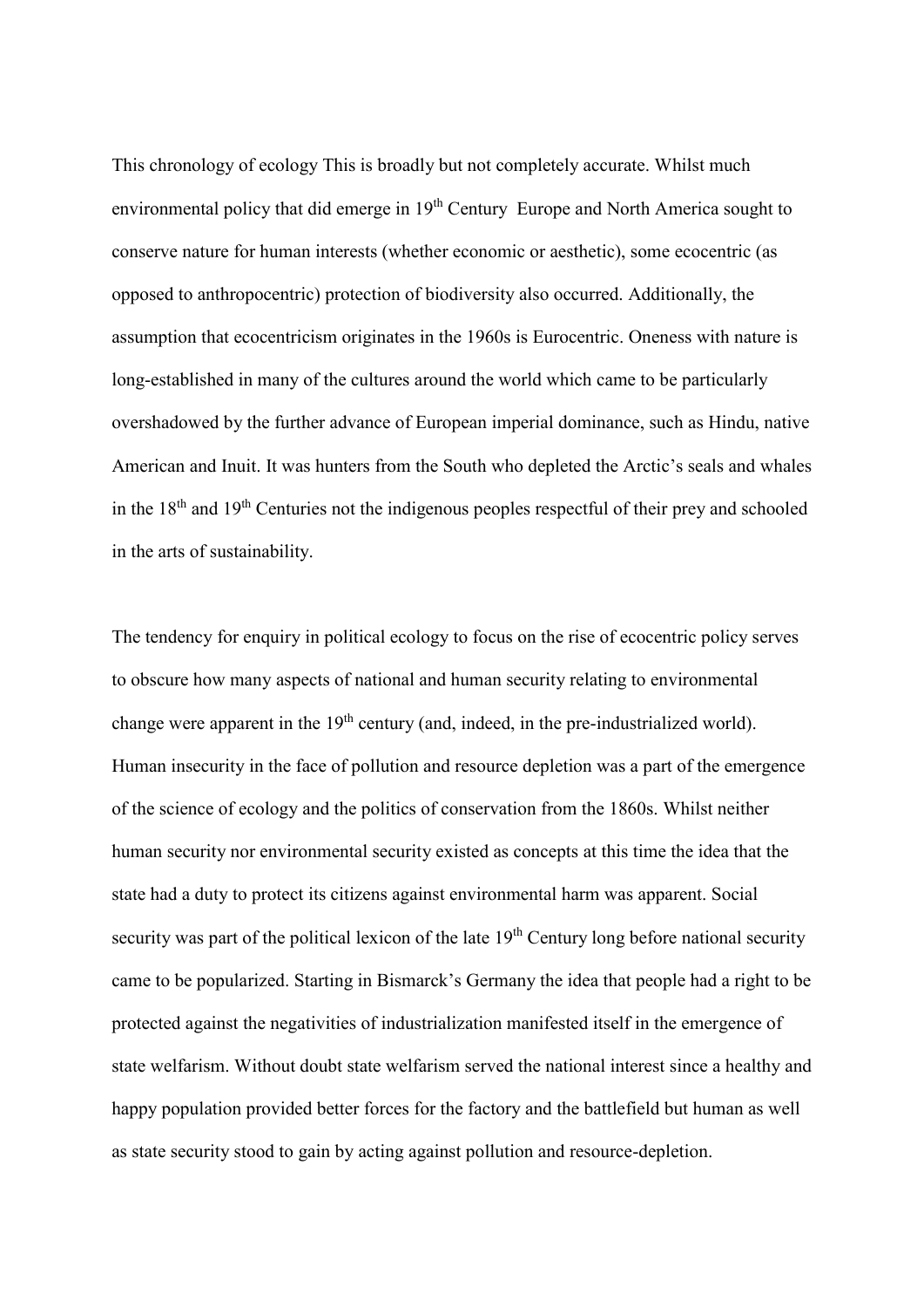This chronology of ecology This is broadly but not completely accurate. Whilst much environmental policy that did emerge in 19th Century Europe and North America sought to conserve nature for human interests (whether economic or aesthetic), some ecocentric (as opposed to anthropocentric) protection of biodiversity also occurred. Additionally, the assumption that ecocentricism originates in the 1960s is Eurocentric. Oneness with nature is long-established in many of the cultures around the world which came to be particularly overshadowed by the further advance of European imperial dominance, such as Hindu, native American and Inuit. It was hunters from the South who depleted the Arctic's seals and whales in the 18th and 19th Centuries not the indigenous peoples respectful of their prey and schooled in the arts of sustainability.

The tendency for enquiry in political ecology to focus on the rise of ecocentric policy serves to obscure how many aspects of national and human security relating to environmental change were apparent in the 19th century (and, indeed, in the pre-industrialized world). Human insecurity in the face of pollution and resource depletion was a part of the emergence of the science of ecology and the politics of conservation from the 1860s. Whilst neither human security nor environmental security existed as concepts at this time the idea that the state had a duty to protect its citizens against environmental harm was apparent. Social security was part of the political lexicon of the late 19th Century long before national security came to be popularized. Starting in Bismarck's Germany the idea that people had a right to be protected against the negativities of industrialization manifested itself in the emergence of state welfarism. Without doubt state welfarism served the national interest since a healthy and happy population provided better forces for the factory and the battlefield but human as well as state security stood to gain by acting against pollution and resource-depletion.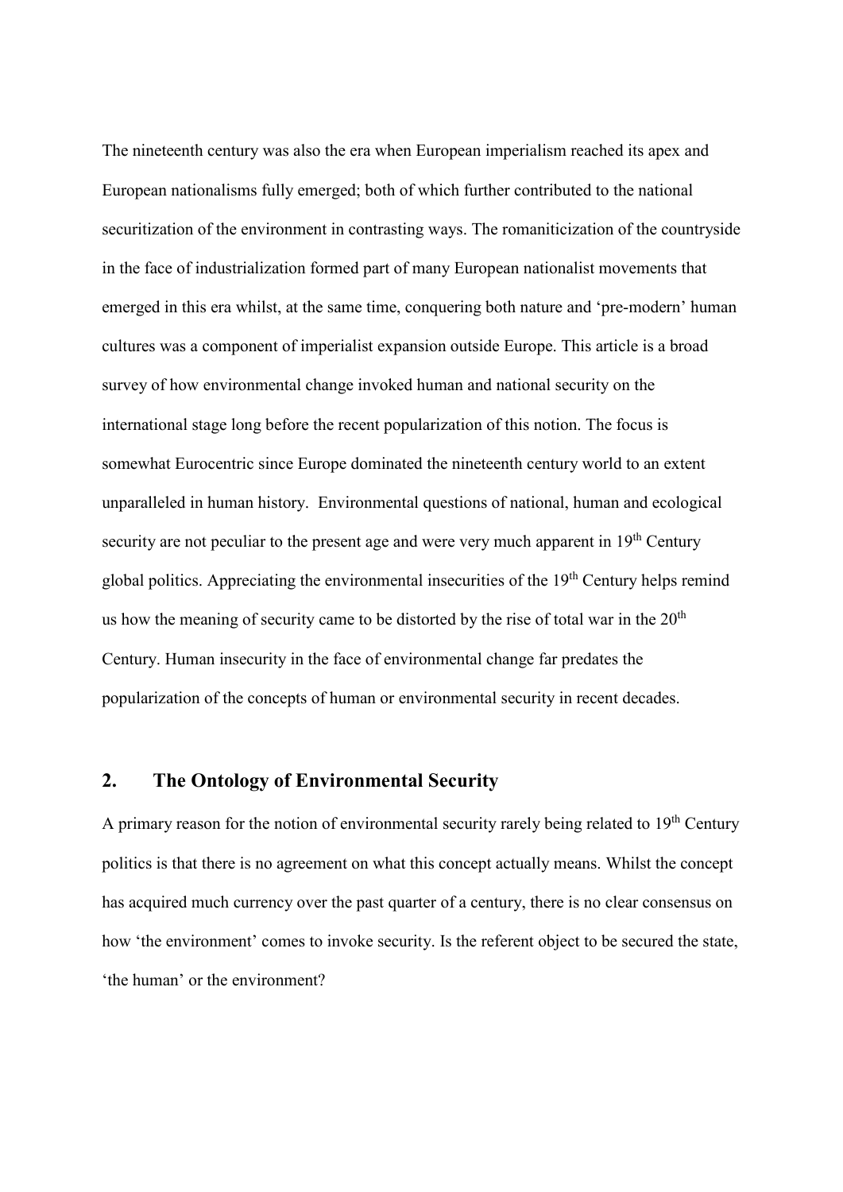The nineteenth century was also the era when European imperialism reached its apex and European nationalisms fully emerged; both of which further contributed to the national securitization of the environment in contrasting ways. The romaniticization of the countryside in the face of industrialization formed part of many European nationalist movements that emerged in this era whilst, at the same time, conquering both nature and 'pre-modern' human cultures was a component of imperialist expansion outside Europe. This article is a broad survey of how environmental change invoked human and national security on the international stage long before the recent popularization of this notion. The focus is somewhat Eurocentric since Europe dominated the nineteenth century world to an extent unparalleled in human history. Environmental questions of national, human and ecological security are not peculiar to the present age and were very much apparent in 19th Century global politics. Appreciating the environmental insecurities of the 19th Century helps remind us how the meaning of security came to be distorted by the rise of total war in the 20th Century. Human insecurity in the face of environmental change far predates the popularization of the concepts of human or environmental security in recent decades.

## 2. The Ontology of Environmental Security

A primary reason for the notion of environmental security rarely being related to 19th Century politics is that there is no agreement on what this concept actually means. Whilst the concept has acquired much currency over the past quarter of a century, there is no clear consensus on how 'the environment' comes to invoke security. Is the referent object to be secured the state, 'the human' or the environment?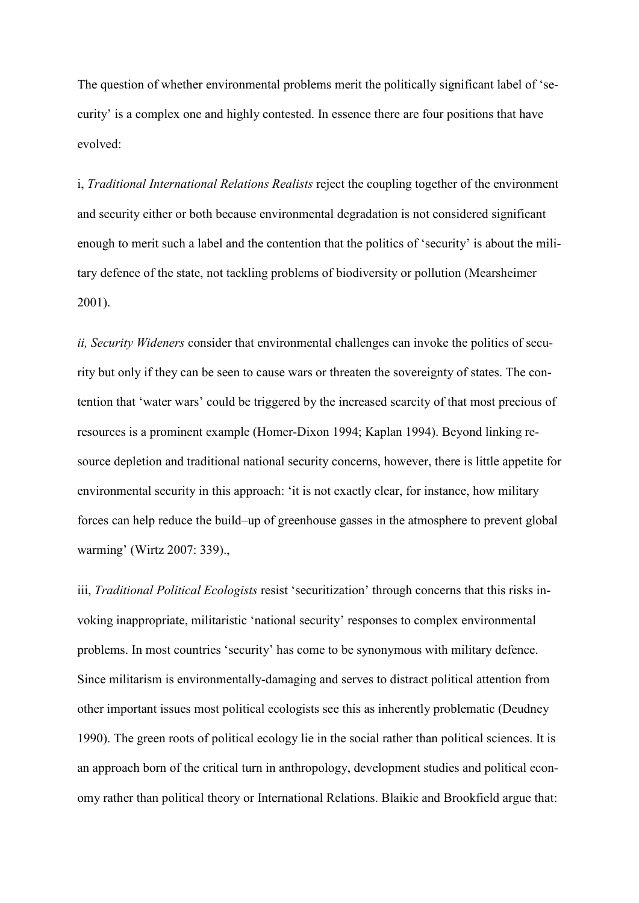The question of whether environmental problems merit the politically significant label of 'security' is a complex one and highly contested. In essence there are four positions that have evolved:

i, *Traditional International Relations Realists* reject the coupling together of the environment and security either or both because environmental degradation is not considered significant enough to merit such a label and the contention that the politics of 'security' is about the military defence of the state, not tackling problems of biodiversity or pollution (Mearsheimer 2001).

*ii, Security Wideners* consider that environmental challenges can invoke the politics of security but only if they can be seen to cause wars or threaten the sovereignty of states. The contention that 'water wars' could be triggered by the increased scarcity of that most precious of resources is a prominent example (Homer-Dixon 1994; Kaplan 1994). Beyond linking resource depletion and traditional national security concerns, however, there is little appetite for environmental security in this approach: 'it is not exactly clear, for instance, how military forces can help reduce the build–up of greenhouse gasses in the atmosphere to prevent global warming' (Wirtz 2007: 339).,

iii, *Traditional Political Ecologists* resist 'securitization' through concerns that this risks invoking inappropriate, militaristic 'national security' responses to complex environmental problems. In most countries 'security' has come to be synonymous with military defence. Since militarism is environmentally-damaging and serves to distract political attention from other important issues most political ecologists see this as inherently problematic (Deudney 1990). The green roots of political ecology lie in the social rather than political sciences. It is an approach born of the critical turn in anthropology, development studies and political economy rather than political theory or International Relations. Blaikie and Brookfield argue that: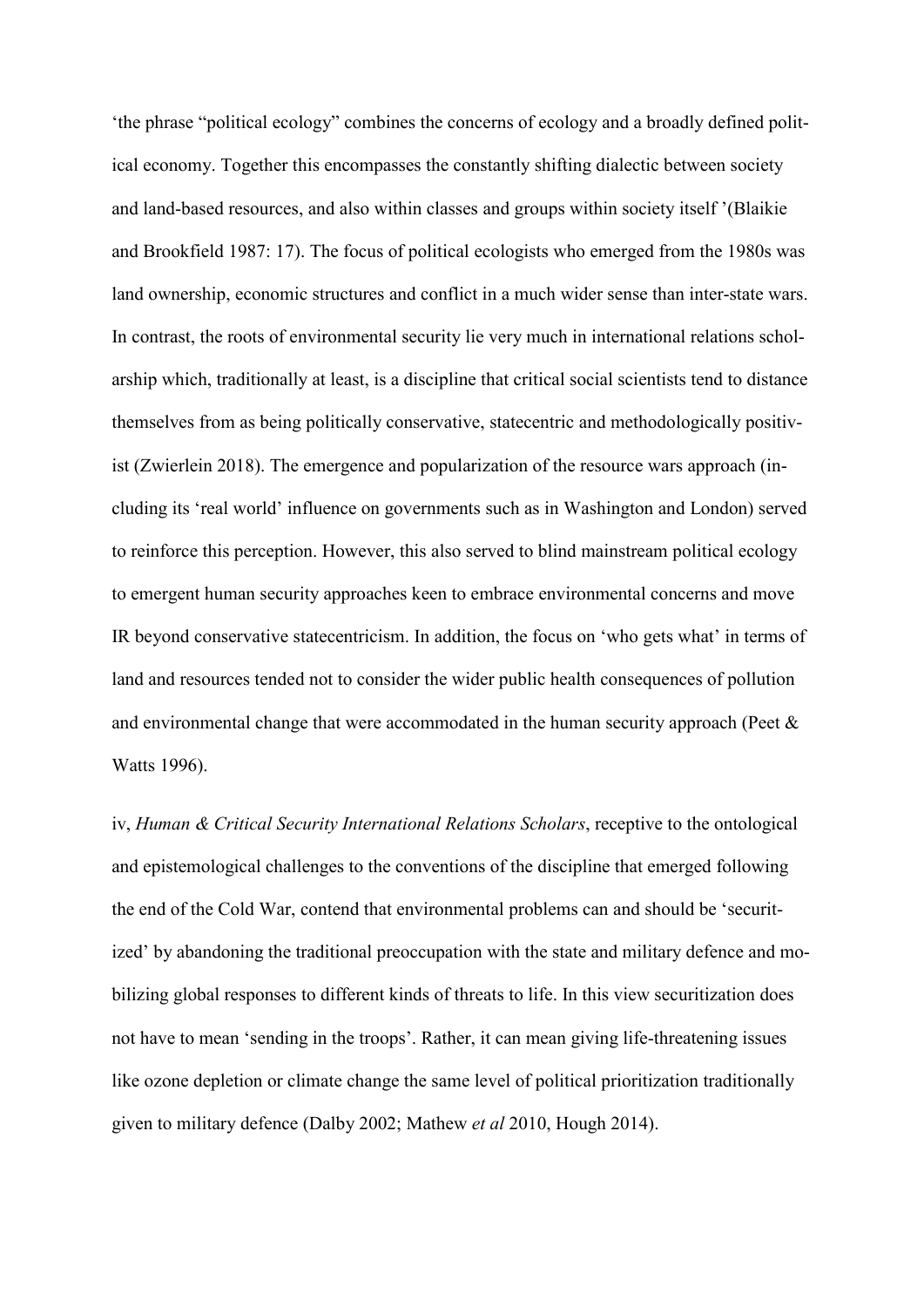'the phrase "political ecology" combines the concerns of ecology and a broadly defined political economy. Together this encompasses the constantly shifting dialectic between society and land-based resources, and also within classes and groups within society itself '(Blaikie and Brookfield 1987: 17). The focus of political ecologists who emerged from the 1980s was land ownership, economic structures and conflict in a much wider sense than inter-state wars. In contrast, the roots of environmental security lie very much in international relations scholarship which, traditionally at least, is a discipline that critical social scientists tend to distance themselves from as being politically conservative, statecentric and methodologically positivist (Zwierlein 2018). The emergence and popularization of the resource wars approach (including its 'real world' influence on governments such as in Washington and London) served to reinforce this perception. However, this also served to blind mainstream political ecology to emergent human security approaches keen to embrace environmental concerns and move IR beyond conservative statecentricism. In addition, the focus on 'who gets what' in terms of land and resources tended not to consider the wider public health consequences of pollution and environmental change that were accommodated in the human security approach (Peet & Watts 1996).

iv, *Human & Critical Security International Relations Scholars*, receptive to the ontological and epistemological challenges to the conventions of the discipline that emerged following the end of the Cold War, contend that environmental problems can and should be 'securitized' by abandoning the traditional preoccupation with the state and military defence and mobilizing global responses to different kinds of threats to life. In this view securitization does not have to mean 'sending in the troops'. Rather, it can mean giving life-threatening issues like ozone depletion or climate change the same level of political prioritization traditionally given to military defence (Dalby 2002; Mathew *et al* 2010, Hough 2014).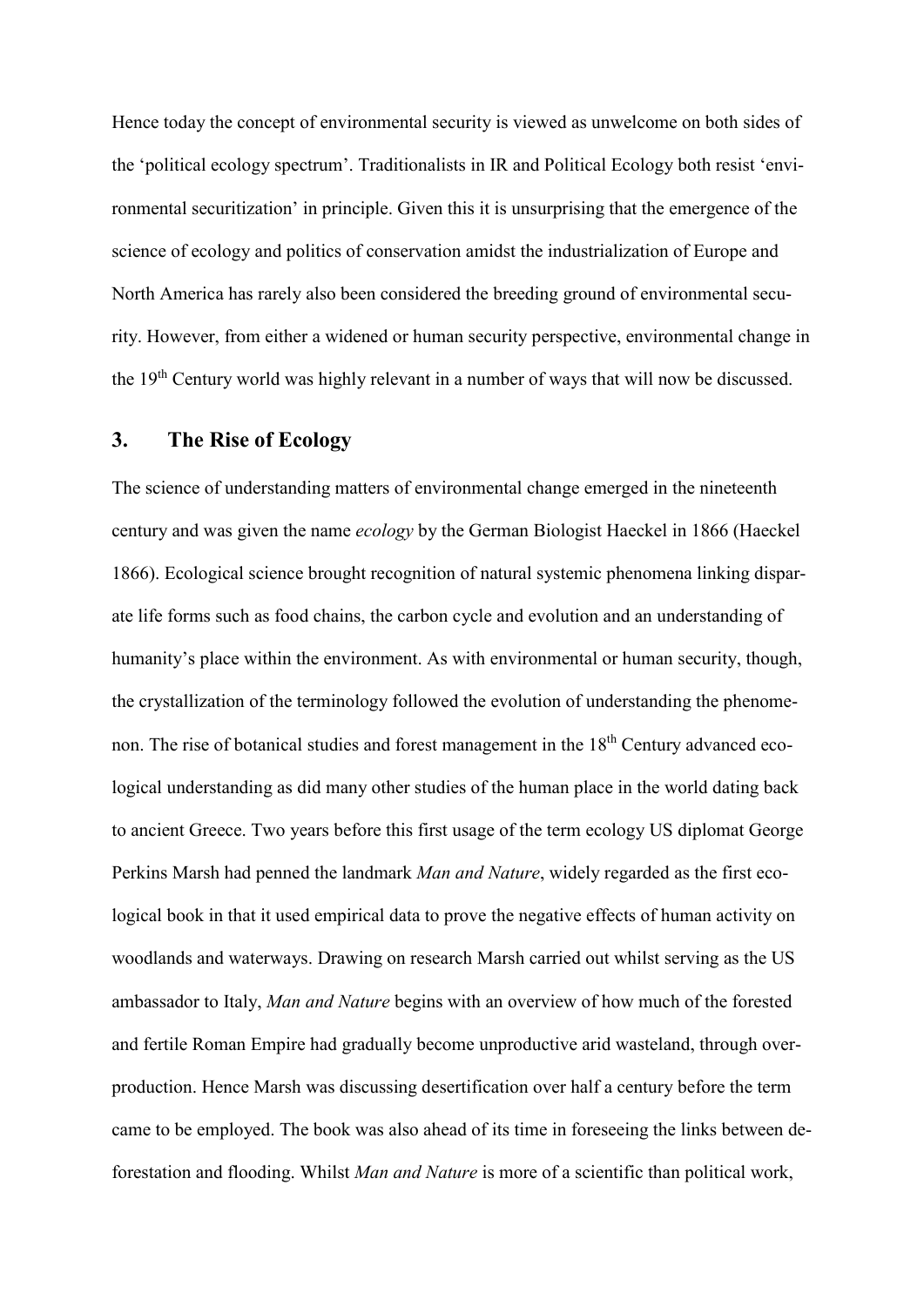Hence today the concept of environmental security is viewed as unwelcome on both sides of the 'political ecology spectrum'. Traditionalists in IR and Political Ecology both resist 'environmental securitization' in principle. Given this it is unsurprising that the emergence of the science of ecology and politics of conservation amidst the industrialization of Europe and North America has rarely also been considered the breeding ground of environmental security. However, from either a widened or human security perspective, environmental change in the 19th Century world was highly relevant in a number of ways that will now be discussed.

## 3. The Rise of Ecology

The science of understanding matters of environmental change emerged in the nineteenth century and was given the name *ecology* by the German Biologist Haeckel in 1866 (Haeckel 1866). Ecological science brought recognition of natural systemic phenomena linking disparate life forms such as food chains, the carbon cycle and evolution and an understanding of humanity's place within the environment. As with environmental or human security, though, the crystallization of the terminology followed the evolution of understanding the phenomenon. The rise of botanical studies and forest management in the 18th Century advanced ecological understanding as did many other studies of the human place in the world dating back to ancient Greece. Two years before this first usage of the term ecology US diplomat George Perkins Marsh had penned the landmark *Man and Nature*, widely regarded as the first ecological book in that it used empirical data to prove the negative effects of human activity on woodlands and waterways. Drawing on research Marsh carried out whilst serving as the US ambassador to Italy, *Man and Nature* begins with an overview of how much of the forested and fertile Roman Empire had gradually become unproductive arid wasteland, through overproduction. Hence Marsh was discussing desertification over half a century before the term came to be employed. The book was also ahead of its time in foreseeing the links between deforestation and flooding. Whilst *Man and Nature* is more of a scientific than political work,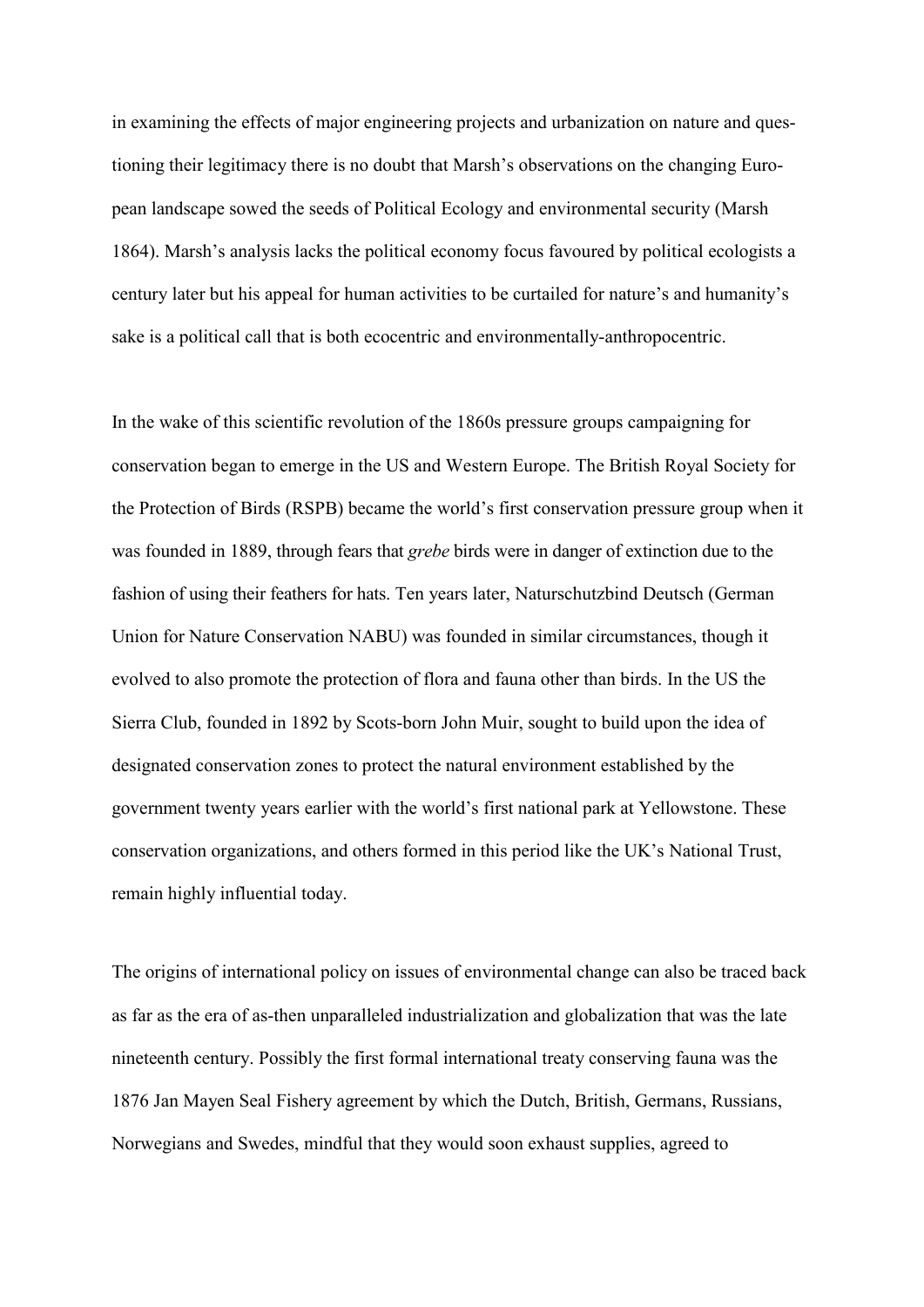in examining the effects of major engineering projects and urbanization on nature and questioning their legitimacy there is no doubt that Marsh's observations on the changing European landscape sowed the seeds of Political Ecology and environmental security (Marsh 1864). Marsh's analysis lacks the political economy focus favoured by political ecologists a century later but his appeal for human activities to be curtailed for nature's and humanity's sake is a political call that is both ecocentric and environmentally-anthropocentric.

In the wake of this scientific revolution of the 1860s pressure groups campaigning for conservation began to emerge in the US and Western Europe. The British Royal Society for the Protection of Birds (RSPB) became the world's first conservation pressure group when it was founded in 1889, through fears that *grebe* birds were in danger of extinction due to the fashion of using their feathers for hats. Ten years later, Naturschutzbind Deutsch (German Union for Nature Conservation NABU) was founded in similar circumstances, though it evolved to also promote the protection of flora and fauna other than birds. In the US the Sierra Club, founded in 1892 by Scots-born John Muir, sought to build upon the idea of designated conservation zones to protect the natural environment established by the government twenty years earlier with the world's first national park at Yellowstone. These conservation organizations, and others formed in this period like the UK's National Trust, remain highly influential today.

The origins of international policy on issues of environmental change can also be traced back as far as the era of as-then unparalleled industrialization and globalization that was the late nineteenth century. Possibly the first formal international treaty conserving fauna was the 1876 Jan Mayen Seal Fishery agreement by which the Dutch, British, Germans, Russians, Norwegians and Swedes, mindful that they would soon exhaust supplies, agreed to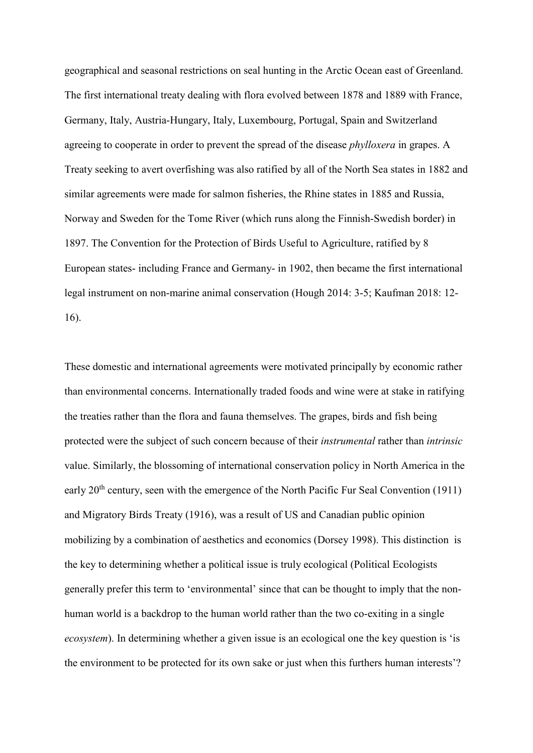geographical and seasonal restrictions on seal hunting in the Arctic Ocean east of Greenland. The first international treaty dealing with flora evolved between 1878 and 1889 with France, Germany, Italy, Austria-Hungary, Italy, Luxembourg, Portugal, Spain and Switzerland agreeing to cooperate in order to prevent the spread of the disease *phylloxera* in grapes. A Treaty seeking to avert overfishing was also ratified by all of the North Sea states in 1882 and similar agreements were made for salmon fisheries, the Rhine states in 1885 and Russia, Norway and Sweden for the Tome River (which runs along the Finnish-Swedish border) in 1897. The Convention for the Protection of Birds Useful to Agriculture, ratified by 8 European states- including France and Germany- in 1902, then became the first international legal instrument on non-marine animal conservation (Hough 2014: 3-5; Kaufman 2018: 12-16).

These domestic and international agreements were motivated principally by economic rather than environmental concerns. Internationally traded foods and wine were at stake in ratifying the treaties rather than the flora and fauna themselves. The grapes, birds and fish being protected were the subject of such concern because of their *instrumental* rather than *intrinsic* value. Similarly, the blossoming of international conservation policy in North America in the early 20th century, seen with the emergence of the North Pacific Fur Seal Convention (1911) and Migratory Birds Treaty (1916), was a result of US and Canadian public opinion mobilizing by a combination of aesthetics and economics (Dorsey 1998). This distinction is the key to determining whether a political issue is truly ecological (Political Ecologists generally prefer this term to 'environmental' since that can be thought to imply that the non-human world is a backdrop to the human world rather than the two co-exiting in a single *ecosystem*). In determining whether a given issue is an ecological one the key question is 'is the environment to be protected for its own sake or just when this furthers human interests'?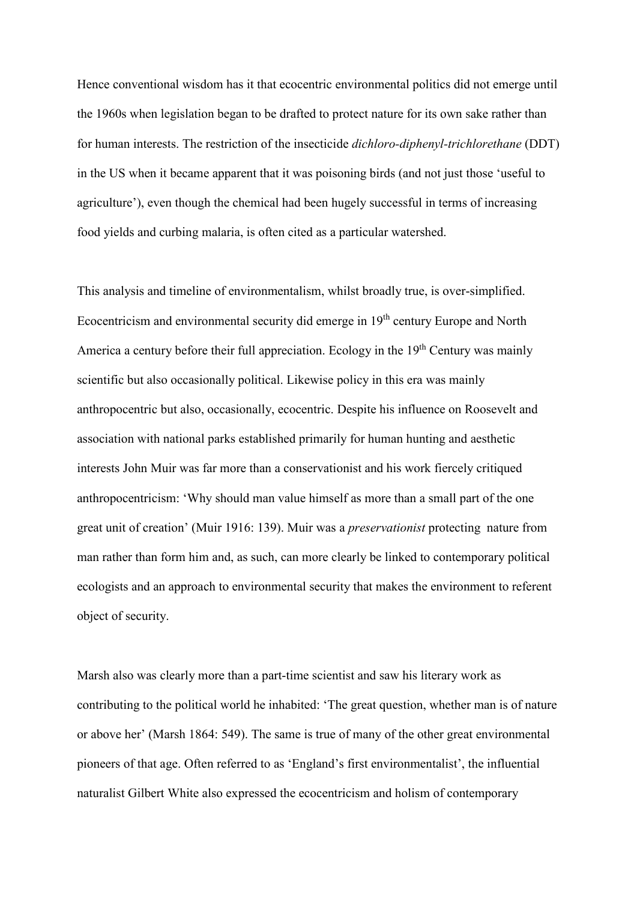Hence conventional wisdom has it that ecocentric environmental politics did not emerge until the 1960s when legislation began to be drafted to protect nature for its own sake rather than for human interests. The restriction of the insecticide *dichloro-diphenyl-trichlorethane* (DDT) in the US when it became apparent that it was poisoning birds (and not just those 'useful to agriculture'), even though the chemical had been hugely successful in terms of increasing food yields and curbing malaria, is often cited as a particular watershed.

This analysis and timeline of environmentalism, whilst broadly true, is over-simplified. Ecocentricism and environmental security did emerge in 19th century Europe and North America a century before their full appreciation. Ecology in the 19th Century was mainly scientific but also occasionally political. Likewise policy in this era was mainly anthropocentric but also, occasionally, ecocentric. Despite his influence on Roosevelt and association with national parks established primarily for human hunting and aesthetic interests John Muir was far more than a conservationist and his work fiercely critiqued anthropocentricism: 'Why should man value himself as more than a small part of the one great unit of creation' (Muir 1916: 139). Muir was a *preservationist* protecting nature from man rather than form him and, as such, can more clearly be linked to contemporary political ecologists and an approach to environmental security that makes the environment to referent object of security.

Marsh also was clearly more than a part-time scientist and saw his literary work as contributing to the political world he inhabited: 'The great question, whether man is of nature or above her' (Marsh 1864: 549). The same is true of many of the other great environmental pioneers of that age. Often referred to as 'England's first environmentalist', the influential naturalist Gilbert White also expressed the ecocentricism and holism of contemporary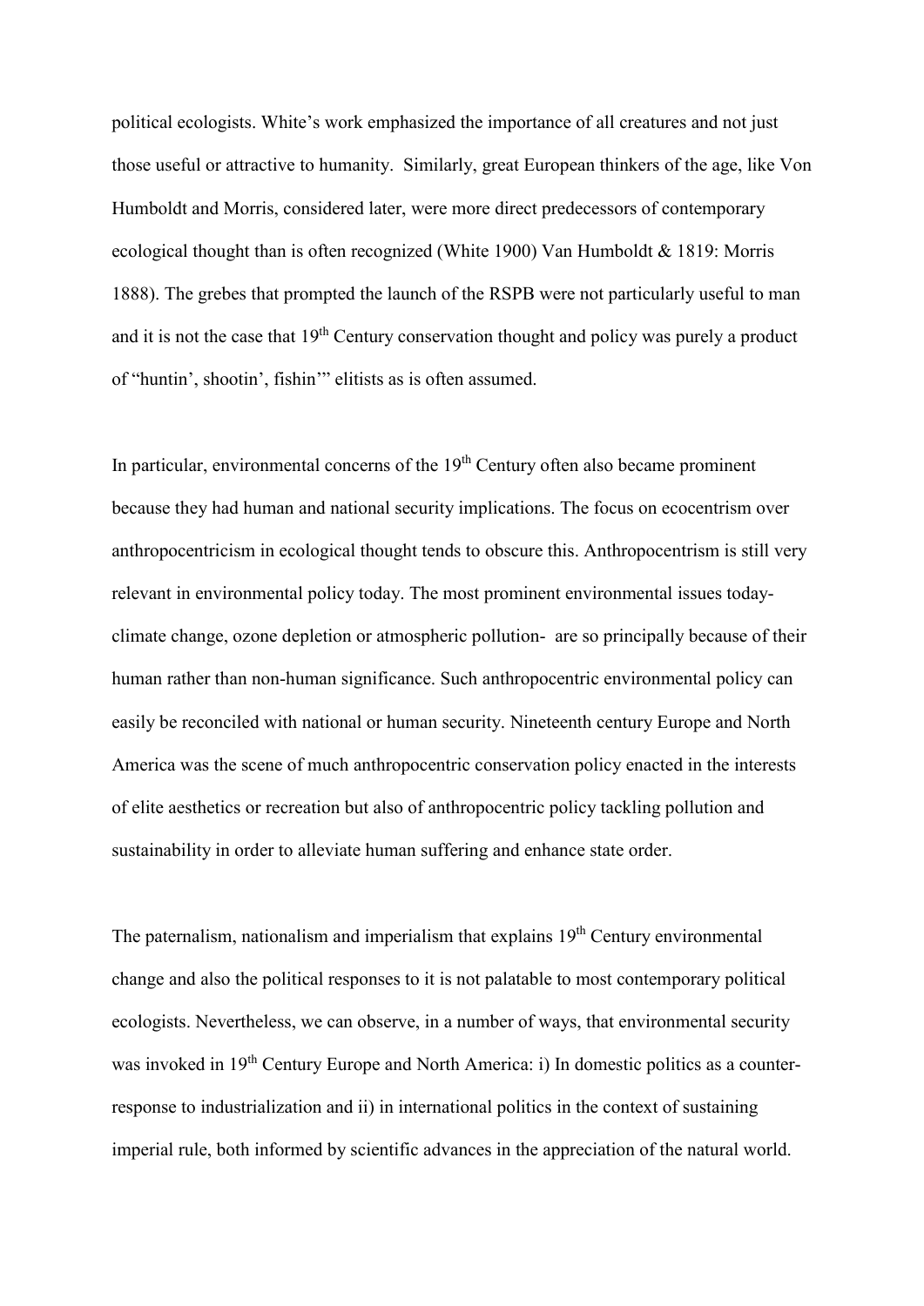political ecologists. White's work emphasized the importance of all creatures and not just those useful or attractive to humanity. Similarly, great European thinkers of the age, like Von Humboldt and Morris, considered later, were more direct predecessors of contemporary ecological thought than is often recognized (White 1900) Van Humboldt & 1819: Morris 1888). The grebes that prompted the launch of the RSPB were not particularly useful to man and it is not the case that 19th Century conservation thought and policy was purely a product of "huntin', shootin', fishin'" elitists as is often assumed.

In particular, environmental concerns of the 19th Century often also became prominent because they had human and national security implications. The focus on ecocentrism over anthropocentricism in ecological thought tends to obscure this. Anthropocentrism is still very relevant in environmental policy today. The most prominent environmental issues today- climate change, ozone depletion or atmospheric pollution- are so principally because of their human rather than non-human significance. Such anthropocentric environmental policy can easily be reconciled with national or human security. Nineteenth century Europe and North America was the scene of much anthropocentric conservation policy enacted in the interests of elite aesthetics or recreation but also of anthropocentric policy tackling pollution and sustainability in order to alleviate human suffering and enhance state order.

The paternalism, nationalism and imperialism that explains 19th Century environmental change and also the political responses to it is not palatable to most contemporary political ecologists. Nevertheless, we can observe, in a number of ways, that environmental security was invoked in 19th Century Europe and North America: i) In domestic politics as a counter-response to industrialization and ii) in international politics in the context of sustaining imperial rule, both informed by scientific advances in the appreciation of the natural world.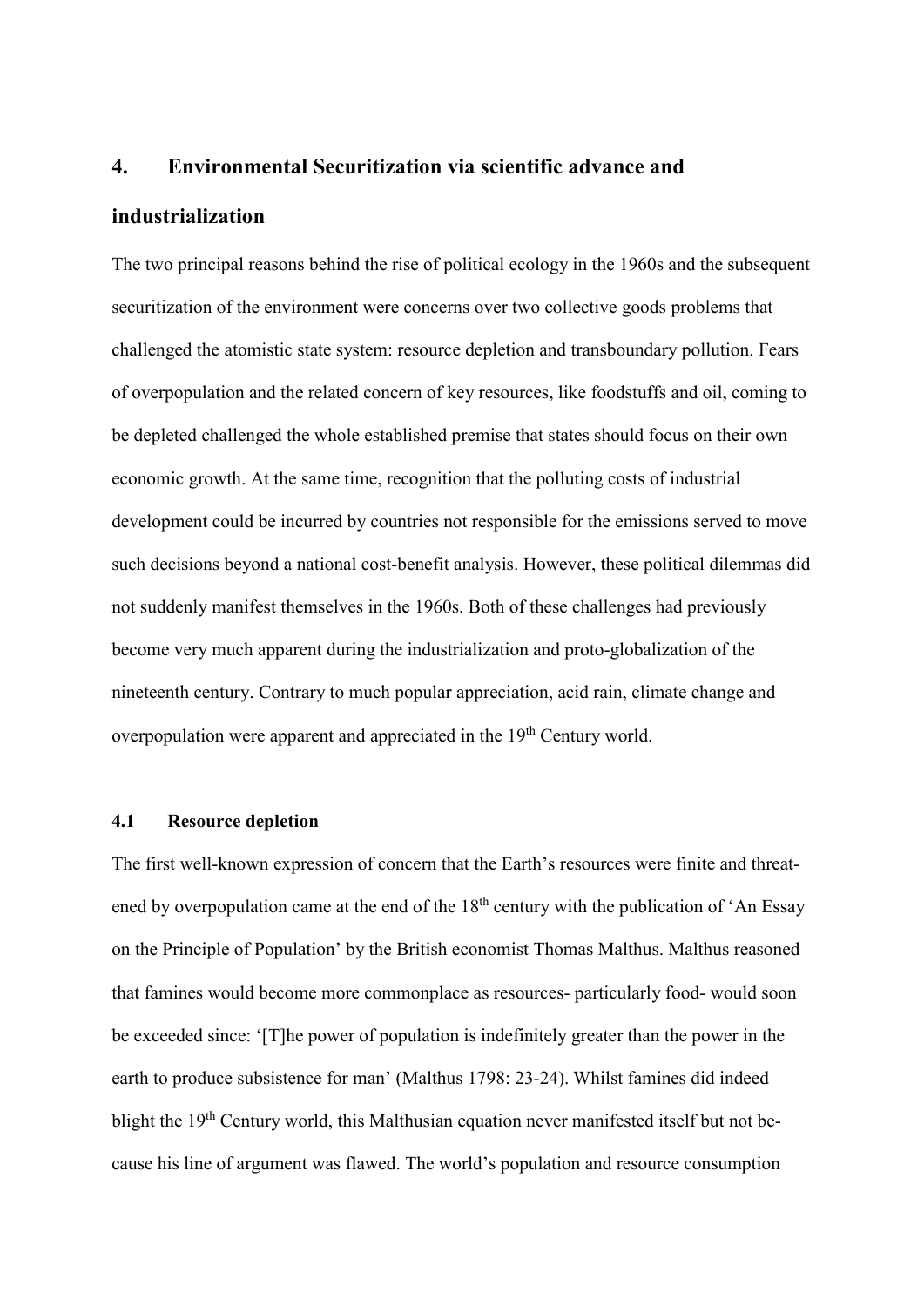## 4. Environmental Securitization via scientific advance and industrialization

The two principal reasons behind the rise of political ecology in the 1960s and the subsequent securitization of the environment were concerns over two collective goods problems that challenged the atomistic state system: resource depletion and transboundary pollution. Fears of overpopulation and the related concern of key resources, like foodstuffs and oil, coming to be depleted challenged the whole established premise that states should focus on their own economic growth. At the same time, recognition that the polluting costs of industrial development could be incurred by countries not responsible for the emissions served to move such decisions beyond a national cost-benefit analysis. However, these political dilemmas did not suddenly manifest themselves in the 1960s. Both of these challenges had previously become very much apparent during the industrialization and proto-globalization of the nineteenth century. Contrary to much popular appreciation, acid rain, climate change and overpopulation were apparent and appreciated in the 19th Century world.

### 4.1 Resource depletion

The first well-known expression of concern that the Earth's resources were finite and threatened by overpopulation came at the end of the 18th century with the publication of 'An Essay on the Principle of Population' by the British economist Thomas Malthus. Malthus reasoned that famines would become more commonplace as resources- particularly food- would soon be exceeded since: '[T]he power of population is indefinitely greater than the power in the earth to produce subsistence for man' (Malthus 1798: 23-24). Whilst famines did indeed blight the 19th Century world, this Malthusian equation never manifested itself but not because his line of argument was flawed. The world's population and resource consumption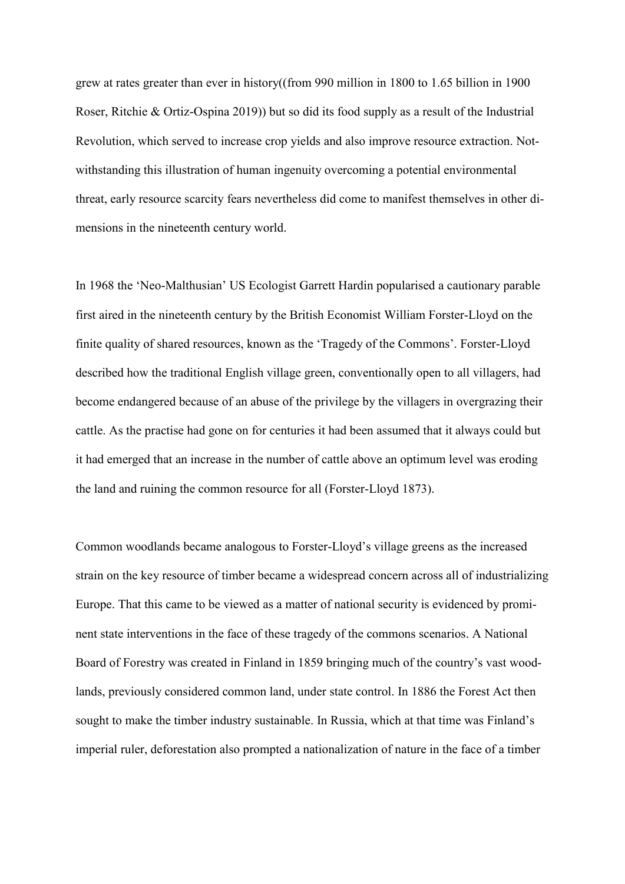grew at rates greater than ever in history((from 990 million in 1800 to 1.65 billion in 1900 Roser, Ritchie & Ortiz-Ospina 2019)) but so did its food supply as a result of the Industrial Revolution, which served to increase crop yields and also improve resource extraction. Notwithstanding this illustration of human ingenuity overcoming a potential environmental threat, early resource scarcity fears nevertheless did come to manifest themselves in other dimensions in the nineteenth century world.

In 1968 the 'Neo-Malthusian' US Ecologist Garrett Hardin popularised a cautionary parable first aired in the nineteenth century by the British Economist William Forster-Lloyd on the finite quality of shared resources, known as the 'Tragedy of the Commons'. Forster-Lloyd described how the traditional English village green, conventionally open to all villagers, had become endangered because of an abuse of the privilege by the villagers in overgrazing their cattle. As the practise had gone on for centuries it had been assumed that it always could but it had emerged that an increase in the number of cattle above an optimum level was eroding the land and ruining the common resource for all (Forster-Lloyd 1873).

Common woodlands became analogous to Forster-Lloyd's village greens as the increased strain on the key resource of timber became a widespread concern across all of industrializing Europe. That this came to be viewed as a matter of national security is evidenced by prominent state interventions in the face of these tragedy of the commons scenarios. A National Board of Forestry was created in Finland in 1859 bringing much of the country's vast woodlands, previously considered common land, under state control. In 1886 the Forest Act then sought to make the timber industry sustainable. In Russia, which at that time was Finland's imperial ruler, deforestation also prompted a nationalization of nature in the face of a timber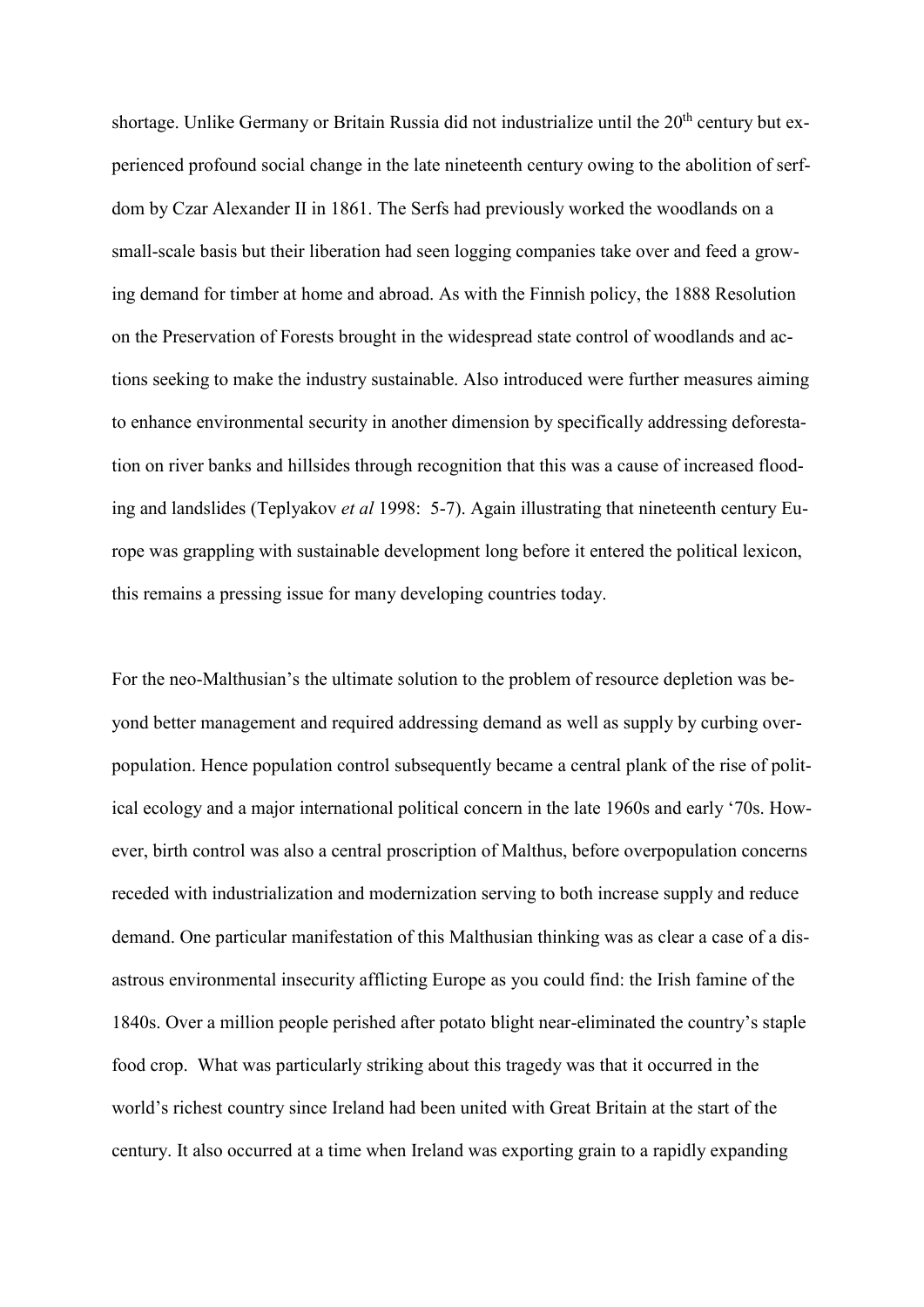shortage. Unlike Germany or Britain Russia did not industrialize until the 20th century but experienced profound social change in the late nineteenth century owing to the abolition of serfdom by Czar Alexander II in 1861. The Serfs had previously worked the woodlands on a small-scale basis but their liberation had seen logging companies take over and feed a growing demand for timber at home and abroad. As with the Finnish policy, the 1888 Resolution on the Preservation of Forests brought in the widespread state control of woodlands and actions seeking to make the industry sustainable. Also introduced were further measures aiming to enhance environmental security in another dimension by specifically addressing deforestation on river banks and hillsides through recognition that this was a cause of increased flooding and landslides (Teplyakov *et al* 1998: 5-7). Again illustrating that nineteenth century Europe was grappling with sustainable development long before it entered the political lexicon, this remains a pressing issue for many developing countries today.

For the neo-Malthusian's the ultimate solution to the problem of resource depletion was beyond better management and required addressing demand as well as supply by curbing overpopulation. Hence population control subsequently became a central plank of the rise of political ecology and a major international political concern in the late 1960s and early '70s. However, birth control was also a central proscription of Malthus, before overpopulation concerns receded with industrialization and modernization serving to both increase supply and reduce demand. One particular manifestation of this Malthusian thinking was as clear a case of a disastrous environmental insecurity afflicting Europe as you could find: the Irish famine of the 1840s. Over a million people perished after potato blight near-eliminated the country's staple food crop. What was particularly striking about this tragedy was that it occurred in the world's richest country since Ireland had been united with Great Britain at the start of the century. It also occurred at a time when Ireland was exporting grain to a rapidly expanding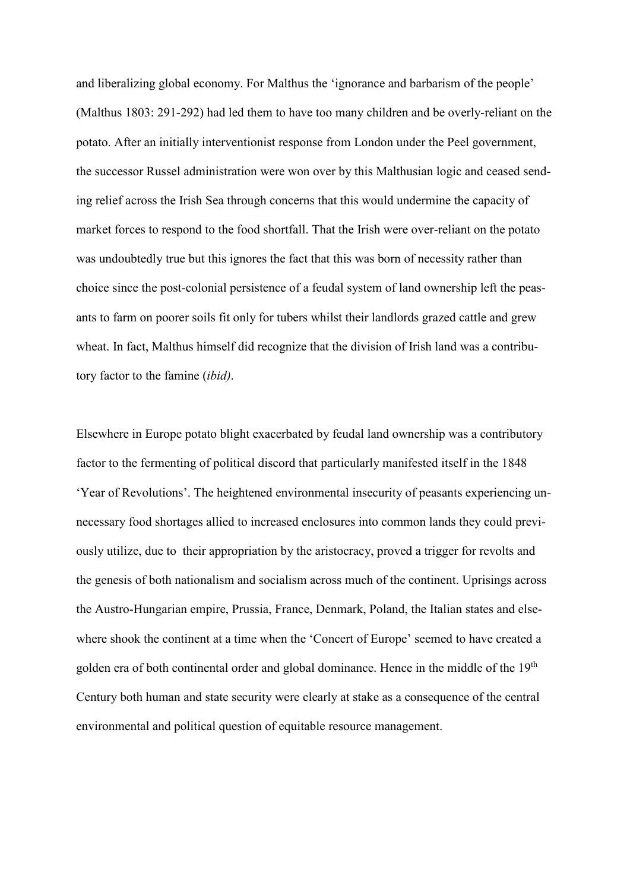and liberalizing global economy. For Malthus the 'ignorance and barbarism of the people' (Malthus 1803: 291-292) had led them to have too many children and be overly-reliant on the potato. After an initially interventionist response from London under the Peel government, the successor Russel administration were won over by this Malthusian logic and ceased sending relief across the Irish Sea through concerns that this would undermine the capacity of market forces to respond to the food shortfall. That the Irish were over-reliant on the potato was undoubtedly true but this ignores the fact that this was born of necessity rather than choice since the post-colonial persistence of a feudal system of land ownership left the peasants to farm on poorer soils fit only for tubers whilst their landlords grazed cattle and grew wheat. In fact, Malthus himself did recognize that the division of Irish land was a contributory factor to the famine (*ibid)*.

Elsewhere in Europe potato blight exacerbated by feudal land ownership was a contributory factor to the fermenting of political discord that particularly manifested itself in the 1848 'Year of Revolutions'. The heightened environmental insecurity of peasants experiencing unnecessary food shortages allied to increased enclosures into common lands they could previously utilize, due to their appropriation by the aristocracy, proved a trigger for revolts and the genesis of both nationalism and socialism across much of the continent. Uprisings across the Austro-Hungarian empire, Prussia, France, Denmark, Poland, the Italian states and elsewhere shook the continent at a time when the 'Concert of Europe' seemed to have created a golden era of both continental order and global dominance. Hence in the middle of the 19th Century both human and state security were clearly at stake as a consequence of the central environmental and political question of equitable resource management.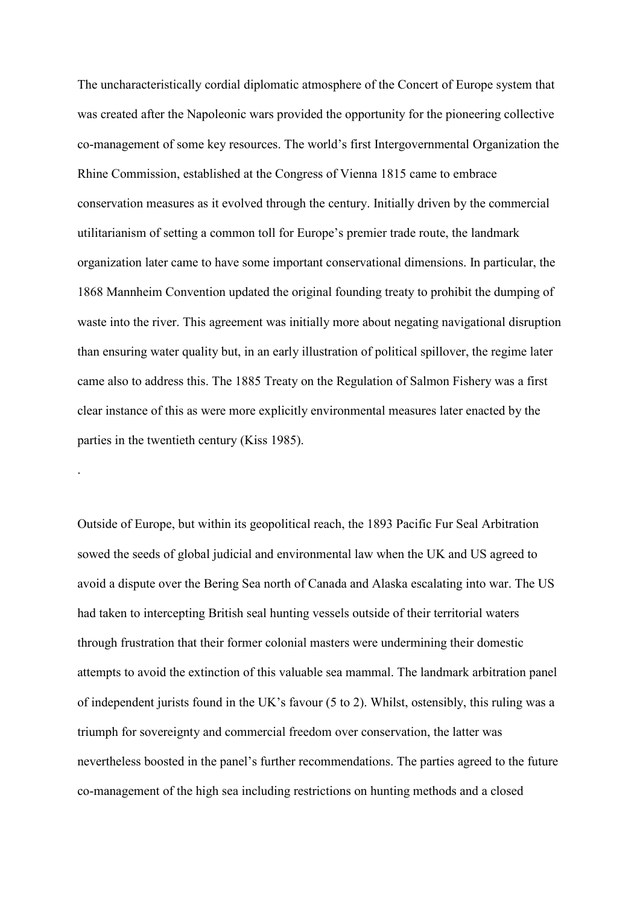The uncharacteristically cordial diplomatic atmosphere of the Concert of Europe system that was created after the Napoleonic wars provided the opportunity for the pioneering collective co-management of some key resources. The world's first Intergovernmental Organization the Rhine Commission, established at the Congress of Vienna 1815 came to embrace conservation measures as it evolved through the century. Initially driven by the commercial utilitarianism of setting a common toll for Europe's premier trade route, the landmark organization later came to have some important conservational dimensions. In particular, the 1868 Mannheim Convention updated the original founding treaty to prohibit the dumping of waste into the river. This agreement was initially more about negating navigational disruption than ensuring water quality but, in an early illustration of political spillover, the regime later came also to address this. The 1885 Treaty on the Regulation of Salmon Fishery was a first clear instance of this as were more explicitly environmental measures later enacted by the parties in the twentieth century (Kiss 1985).

.

Outside of Europe, but within its geopolitical reach, the 1893 Pacific Fur Seal Arbitration sowed the seeds of global judicial and environmental law when the UK and US agreed to avoid a dispute over the Bering Sea north of Canada and Alaska escalating into war. The US had taken to intercepting British seal hunting vessels outside of their territorial waters through frustration that their former colonial masters were undermining their domestic attempts to avoid the extinction of this valuable sea mammal. The landmark arbitration panel of independent jurists found in the UK's favour (5 to 2). Whilst, ostensibly, this ruling was a triumph for sovereignty and commercial freedom over conservation, the latter was nevertheless boosted in the panel's further recommendations. The parties agreed to the future co-management of the high sea including restrictions on hunting methods and a closed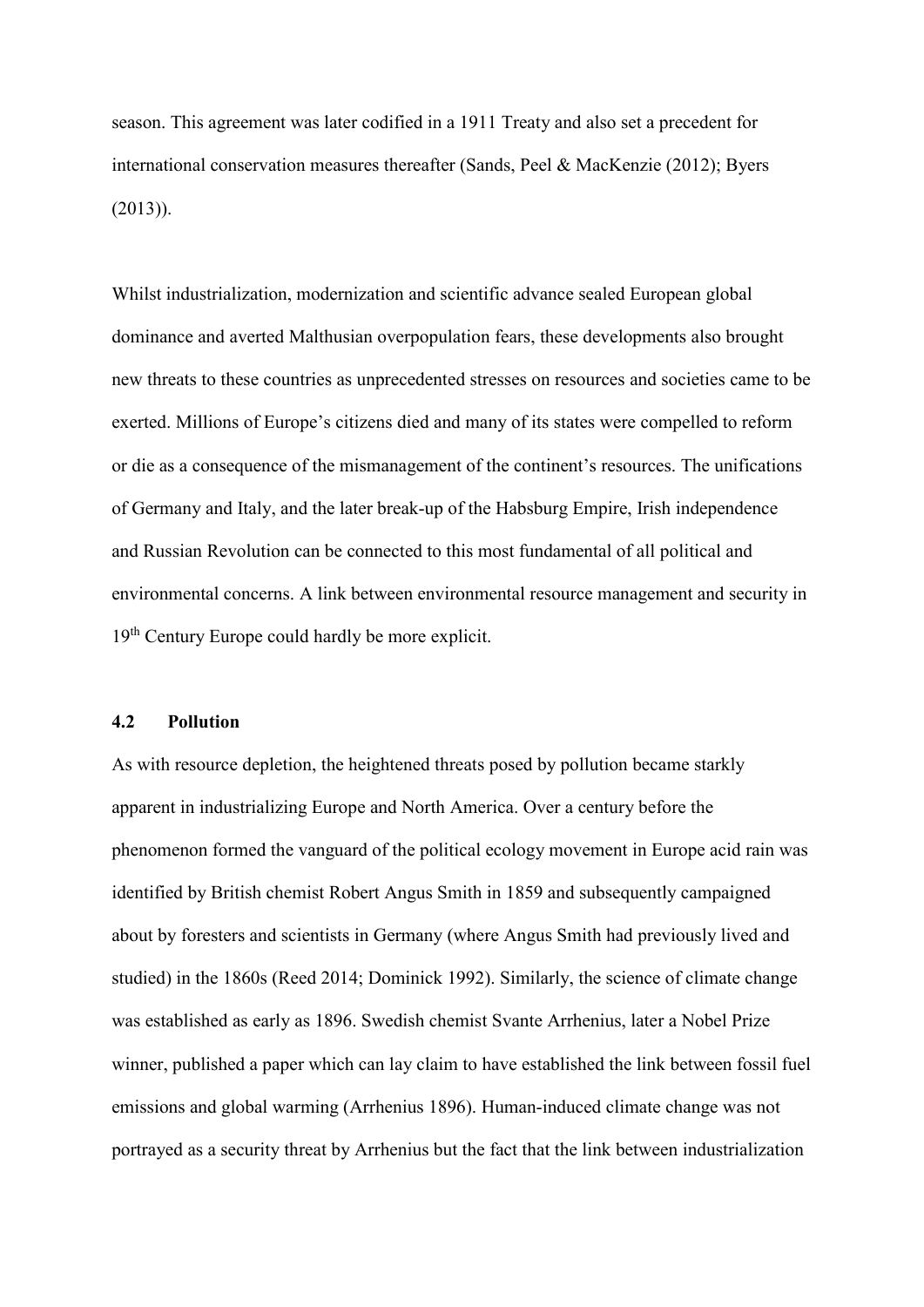season. This agreement was later codified in a 1911 Treaty and also set a precedent for international conservation measures thereafter (Sands, Peel & MacKenzie (2012); Byers (2013)).

Whilst industrialization, modernization and scientific advance sealed European global dominance and averted Malthusian overpopulation fears, these developments also brought new threats to these countries as unprecedented stresses on resources and societies came to be exerted. Millions of Europe's citizens died and many of its states were compelled to reform or die as a consequence of the mismanagement of the continent's resources. The unifications of Germany and Italy, and the later break-up of the Habsburg Empire, Irish independence and Russian Revolution can be connected to this most fundamental of all political and environmental concerns. A link between environmental resource management and security in 19th Century Europe could hardly be more explicit.

### 4.2 Pollution

As with resource depletion, the heightened threats posed by pollution became starkly apparent in industrializing Europe and North America. Over a century before the phenomenon formed the vanguard of the political ecology movement in Europe acid rain was identified by British chemist Robert Angus Smith in 1859 and subsequently campaigned about by foresters and scientists in Germany (where Angus Smith had previously lived and studied) in the 1860s (Reed 2014; Dominick 1992). Similarly, the science of climate change was established as early as 1896. Swedish chemist Svante Arrhenius, later a Nobel Prize winner, published a paper which can lay claim to have established the link between fossil fuel emissions and global warming (Arrhenius 1896). Human-induced climate change was not portrayed as a security threat by Arrhenius but the fact that the link between industrialization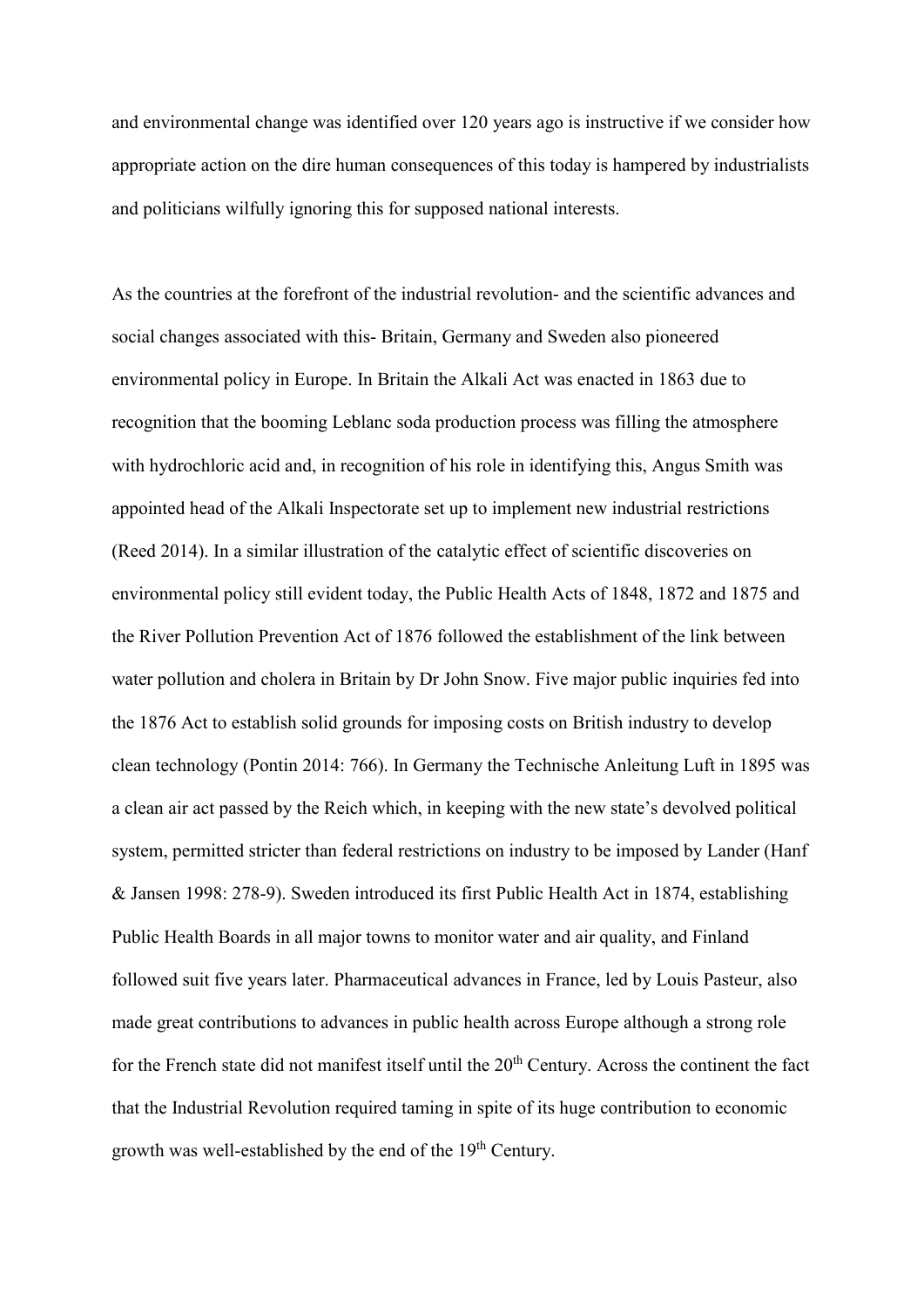and environmental change was identified over 120 years ago is instructive if we consider how appropriate action on the dire human consequences of this today is hampered by industrialists and politicians wilfully ignoring this for supposed national interests.

As the countries at the forefront of the industrial revolution- and the scientific advances and social changes associated with this- Britain, Germany and Sweden also pioneered environmental policy in Europe. In Britain the Alkali Act was enacted in 1863 due to recognition that the booming Leblanc soda production process was filling the atmosphere with hydrochloric acid and, in recognition of his role in identifying this, Angus Smith was appointed head of the Alkali Inspectorate set up to implement new industrial restrictions (Reed 2014). In a similar illustration of the catalytic effect of scientific discoveries on environmental policy still evident today, the Public Health Acts of 1848, 1872 and 1875 and the River Pollution Prevention Act of 1876 followed the establishment of the link between water pollution and cholera in Britain by Dr John Snow. Five major public inquiries fed into the 1876 Act to establish solid grounds for imposing costs on British industry to develop clean technology (Pontin 2014: 766). In Germany the Technische Anleitung Luft in 1895 was a clean air act passed by the Reich which, in keeping with the new state's devolved political system, permitted stricter than federal restrictions on industry to be imposed by Lander (Hanf & Jansen 1998: 278-9). Sweden introduced its first Public Health Act in 1874, establishing Public Health Boards in all major towns to monitor water and air quality, and Finland followed suit five years later. Pharmaceutical advances in France, led by Louis Pasteur, also made great contributions to advances in public health across Europe although a strong role for the French state did not manifest itself until the 20th Century. Across the continent the fact that the Industrial Revolution required taming in spite of its huge contribution to economic growth was well-established by the end of the 19th Century.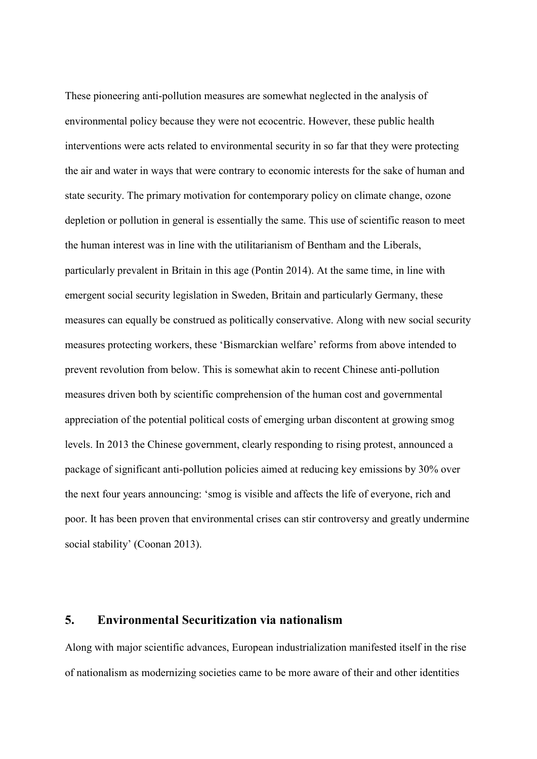These pioneering anti-pollution measures are somewhat neglected in the analysis of environmental policy because they were not ecocentric. However, these public health interventions were acts related to environmental security in so far that they were protecting the air and water in ways that were contrary to economic interests for the sake of human and state security. The primary motivation for contemporary policy on climate change, ozone depletion or pollution in general is essentially the same. This use of scientific reason to meet the human interest was in line with the utilitarianism of Bentham and the Liberals, particularly prevalent in Britain in this age (Pontin 2014). At the same time, in line with emergent social security legislation in Sweden, Britain and particularly Germany, these measures can equally be construed as politically conservative. Along with new social security measures protecting workers, these 'Bismarckian welfare' reforms from above intended to prevent revolution from below. This is somewhat akin to recent Chinese anti-pollution measures driven both by scientific comprehension of the human cost and governmental appreciation of the potential political costs of emerging urban discontent at growing smog levels. In 2013 the Chinese government, clearly responding to rising protest, announced a package of significant anti-pollution policies aimed at reducing key emissions by 30% over the next four years announcing: 'smog is visible and affects the life of everyone, rich and poor. It has been proven that environmental crises can stir controversy and greatly undermine social stability' (Coonan 2013).

## 5. Environmental Securitization via nationalism

Along with major scientific advances, European industrialization manifested itself in the rise of nationalism as modernizing societies came to be more aware of their and other identities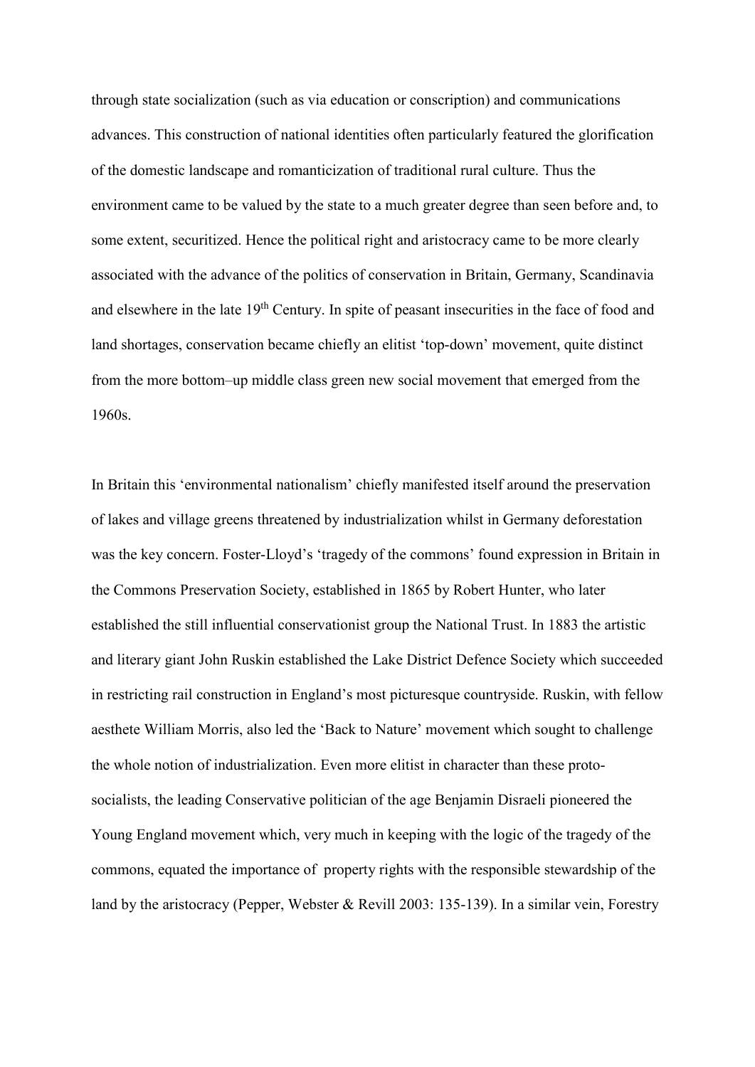through state socialization (such as via education or conscription) and communications advances. This construction of national identities often particularly featured the glorification of the domestic landscape and romanticization of traditional rural culture. Thus the environment came to be valued by the state to a much greater degree than seen before and, to some extent, securitized. Hence the political right and aristocracy came to be more clearly associated with the advance of the politics of conservation in Britain, Germany, Scandinavia and elsewhere in the late 19th Century. In spite of peasant insecurities in the face of food and land shortages, conservation became chiefly an elitist 'top-down' movement, quite distinct from the more bottom–up middle class green new social movement that emerged from the 1960s.

In Britain this 'environmental nationalism' chiefly manifested itself around the preservation of lakes and village greens threatened by industrialization whilst in Germany deforestation was the key concern. Foster-Lloyd's 'tragedy of the commons' found expression in Britain in the Commons Preservation Society, established in 1865 by Robert Hunter, who later established the still influential conservationist group the National Trust. In 1883 the artistic and literary giant John Ruskin established the Lake District Defence Society which succeeded in restricting rail construction in England's most picturesque countryside. Ruskin, with fellow aesthete William Morris, also led the 'Back to Nature' movement which sought to challenge the whole notion of industrialization. Even more elitist in character than these proto-socialists, the leading Conservative politician of the age Benjamin Disraeli pioneered the Young England movement which, very much in keeping with the logic of the tragedy of the commons, equated the importance of property rights with the responsible stewardship of the land by the aristocracy (Pepper, Webster & Revill 2003: 135-139). In a similar vein, Forestry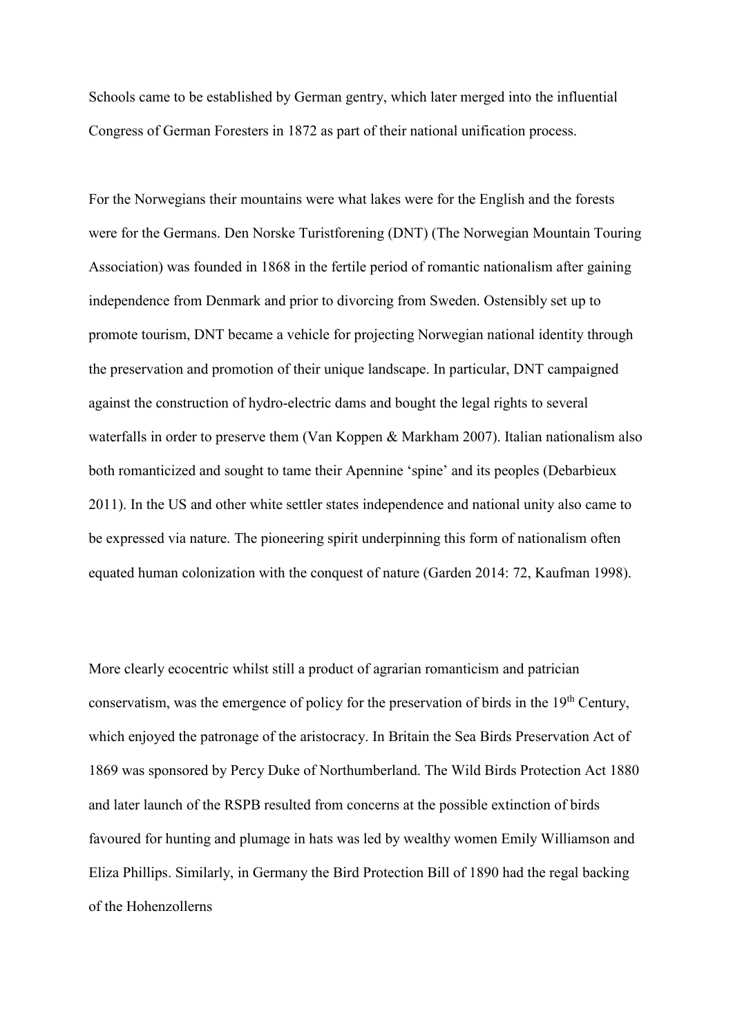Schools came to be established by German gentry, which later merged into the influential Congress of German Foresters in 1872 as part of their national unification process.

For the Norwegians their mountains were what lakes were for the English and the forests were for the Germans. Den Norske Turistforening (DNT) (The Norwegian Mountain Touring Association) was founded in 1868 in the fertile period of romantic nationalism after gaining independence from Denmark and prior to divorcing from Sweden. Ostensibly set up to promote tourism, DNT became a vehicle for projecting Norwegian national identity through the preservation and promotion of their unique landscape. In particular, DNT campaigned against the construction of hydro-electric dams and bought the legal rights to several waterfalls in order to preserve them (Van Koppen & Markham 2007). Italian nationalism also both romanticized and sought to tame their Apennine 'spine' and its peoples (Debarbieux 2011). In the US and other white settler states independence and national unity also came to be expressed via nature. The pioneering spirit underpinning this form of nationalism often equated human colonization with the conquest of nature (Garden 2014: 72, Kaufman 1998).

More clearly ecocentric whilst still a product of agrarian romanticism and patrician conservatism, was the emergence of policy for the preservation of birds in the 19th Century, which enjoyed the patronage of the aristocracy. In Britain the Sea Birds Preservation Act of 1869 was sponsored by Percy Duke of Northumberland. The Wild Birds Protection Act 1880 and later launch of the RSPB resulted from concerns at the possible extinction of birds favoured for hunting and plumage in hats was led by wealthy women Emily Williamson and Eliza Phillips. Similarly, in Germany the Bird Protection Bill of 1890 had the regal backing of the Hohenzollerns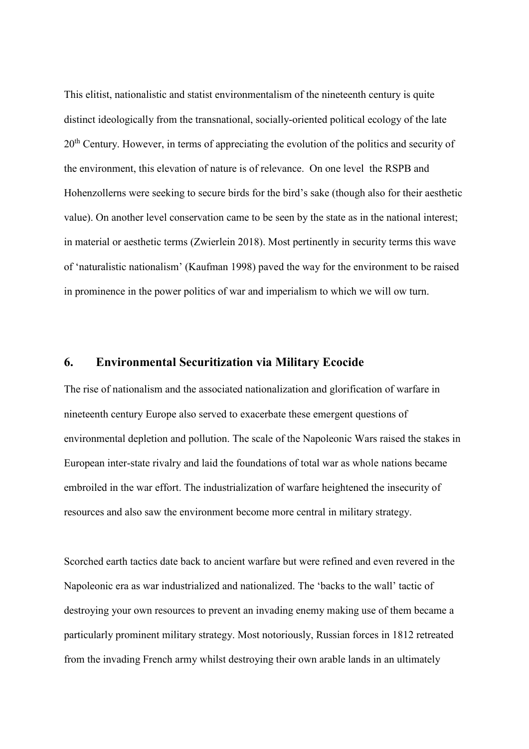This elitist, nationalistic and statist environmentalism of the nineteenth century is quite distinct ideologically from the transnational, socially-oriented political ecology of the late 20th Century. However, in terms of appreciating the evolution of the politics and security of the environment, this elevation of nature is of relevance. On one level the RSPB and Hohenzollerns were seeking to secure birds for the bird's sake (though also for their aesthetic value). On another level conservation came to be seen by the state as in the national interest; in material or aesthetic terms (Zwierlein 2018). Most pertinently in security terms this wave of 'naturalistic nationalism' (Kaufman 1998) paved the way for the environment to be raised in prominence in the power politics of war and imperialism to which we will ow turn.

## 6. Environmental Securitization via Military Ecocide

The rise of nationalism and the associated nationalization and glorification of warfare in nineteenth century Europe also served to exacerbate these emergent questions of environmental depletion and pollution. The scale of the Napoleonic Wars raised the stakes in European inter-state rivalry and laid the foundations of total war as whole nations became embroiled in the war effort. The industrialization of warfare heightened the insecurity of resources and also saw the environment become more central in military strategy.

Scorched earth tactics date back to ancient warfare but were refined and even revered in the Napoleonic era as war industrialized and nationalized. The 'backs to the wall' tactic of destroying your own resources to prevent an invading enemy making use of them became a particularly prominent military strategy. Most notoriously, Russian forces in 1812 retreated from the invading French army whilst destroying their own arable lands in an ultimately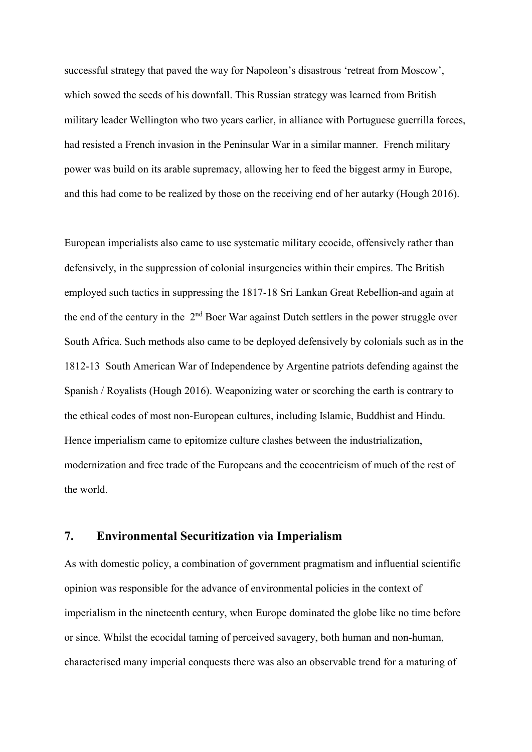successful strategy that paved the way for Napoleon's disastrous 'retreat from Moscow', which sowed the seeds of his downfall. This Russian strategy was learned from British military leader Wellington who two years earlier, in alliance with Portuguese guerrilla forces, had resisted a French invasion in the Peninsular War in a similar manner. French military power was build on its arable supremacy, allowing her to feed the biggest army in Europe, and this had come to be realized by those on the receiving end of her autarky (Hough 2016).

European imperialists also came to use systematic military ecocide, offensively rather than defensively, in the suppression of colonial insurgencies within their empires. The British employed such tactics in suppressing the 1817-18 Sri Lankan Great Rebellion-and again at the end of the century in the 2nd Boer War against Dutch settlers in the power struggle over South Africa. Such methods also came to be deployed defensively by colonials such as in the 1812-13 South American War of Independence by Argentine patriots defending against the Spanish / Royalists (Hough 2016). Weaponizing water or scorching the earth is contrary to the ethical codes of most non-European cultures, including Islamic, Buddhist and Hindu. Hence imperialism came to epitomize culture clashes between the industrialization, modernization and free trade of the Europeans and the ecocentricism of much of the rest of the world.

## 7. Environmental Securitization via Imperialism

As with domestic policy, a combination of government pragmatism and influential scientific opinion was responsible for the advance of environmental policies in the context of imperialism in the nineteenth century, when Europe dominated the globe like no time before or since. Whilst the ecocidal taming of perceived savagery, both human and non-human, characterised many imperial conquests there was also an observable trend for a maturing of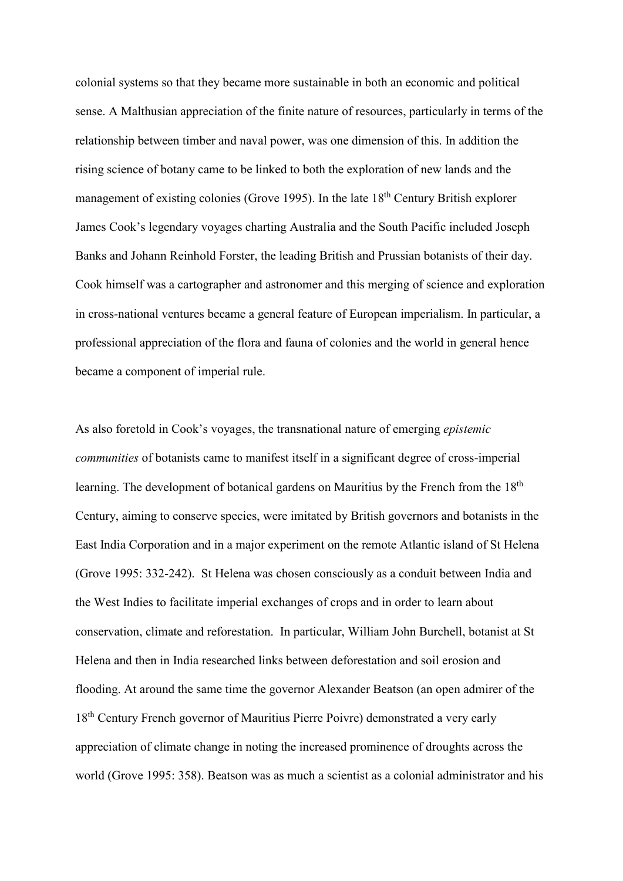colonial systems so that they became more sustainable in both an economic and political sense. A Malthusian appreciation of the finite nature of resources, particularly in terms of the relationship between timber and naval power, was one dimension of this. In addition the rising science of botany came to be linked to both the exploration of new lands and the management of existing colonies (Grove 1995). In the late 18th Century British explorer James Cook's legendary voyages charting Australia and the South Pacific included Joseph Banks and Johann Reinhold Forster, the leading British and Prussian botanists of their day. Cook himself was a cartographer and astronomer and this merging of science and exploration in cross-national ventures became a general feature of European imperialism. In particular, a professional appreciation of the flora and fauna of colonies and the world in general hence became a component of imperial rule.

As also foretold in Cook's voyages, the transnational nature of emerging *epistemic communities* of botanists came to manifest itself in a significant degree of cross-imperial learning. The development of botanical gardens on Mauritius by the French from the 18th Century, aiming to conserve species, were imitated by British governors and botanists in the East India Corporation and in a major experiment on the remote Atlantic island of St Helena (Grove 1995: 332-242). St Helena was chosen consciously as a conduit between India and the West Indies to facilitate imperial exchanges of crops and in order to learn about conservation, climate and reforestation. In particular, William John Burchell, botanist at St Helena and then in India researched links between deforestation and soil erosion and flooding. At around the same time the governor Alexander Beatson (an open admirer of the 18th Century French governor of Mauritius Pierre Poivre) demonstrated a very early appreciation of climate change in noting the increased prominence of droughts across the world (Grove 1995: 358). Beatson was as much a scientist as a colonial administrator and his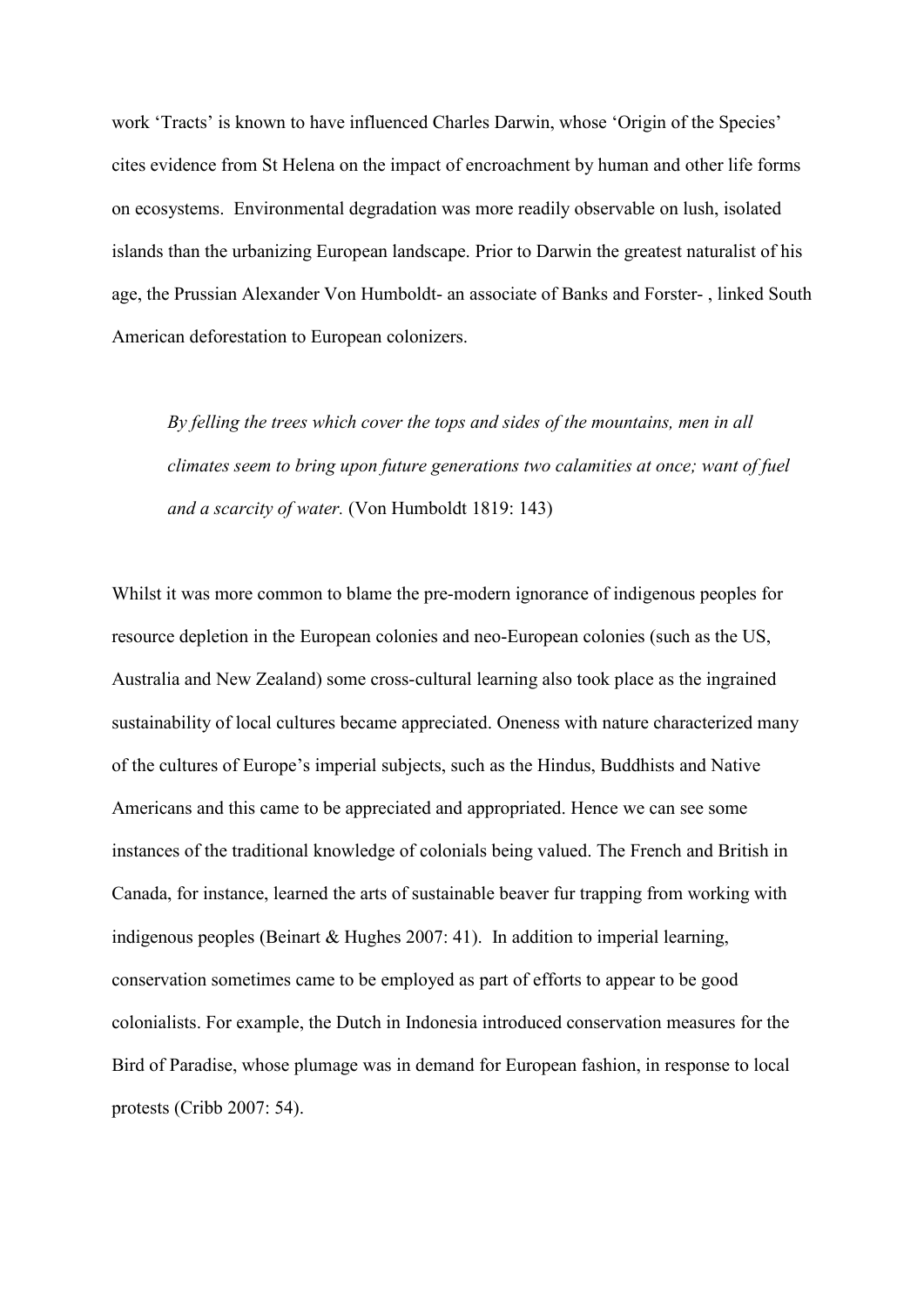work ‘Tracts’ is known to have influenced Charles Darwin, whose ‘Origin of the Species’ cites evidence from St Helena on the impact of encroachment by human and other life forms on ecosystems. Environmental degradation was more readily observable on lush, isolated islands than the urbanizing European landscape. Prior to Darwin the greatest naturalist of his age, the Prussian Alexander Von Humboldt- an associate of Banks and Forster- , linked South American deforestation to European colonizers.

> *By felling the trees which cover the tops and sides of the mountains, men in all climates seem to bring upon future generations two calamities at once; want of fuel and a scarcity of water.* (Von Humboldt 1819: 143)

Whilst it was more common to blame the pre-modern ignorance of indigenous peoples for resource depletion in the European colonies and neo-European colonies (such as the US, Australia and New Zealand) some cross-cultural learning also took place as the ingrained sustainability of local cultures became appreciated. Oneness with nature characterized many of the cultures of Europe’s imperial subjects, such as the Hindus, Buddhists and Native Americans and this came to be appreciated and appropriated. Hence we can see some instances of the traditional knowledge of colonials being valued. The French and British in Canada, for instance, learned the arts of sustainable beaver fur trapping from working with indigenous peoples (Beinart & Hughes 2007: 41). In addition to imperial learning, conservation sometimes came to be employed as part of efforts to appear to be good colonialists. For example, the Dutch in Indonesia introduced conservation measures for the Bird of Paradise, whose plumage was in demand for European fashion, in response to local protests (Cribb 2007: 54).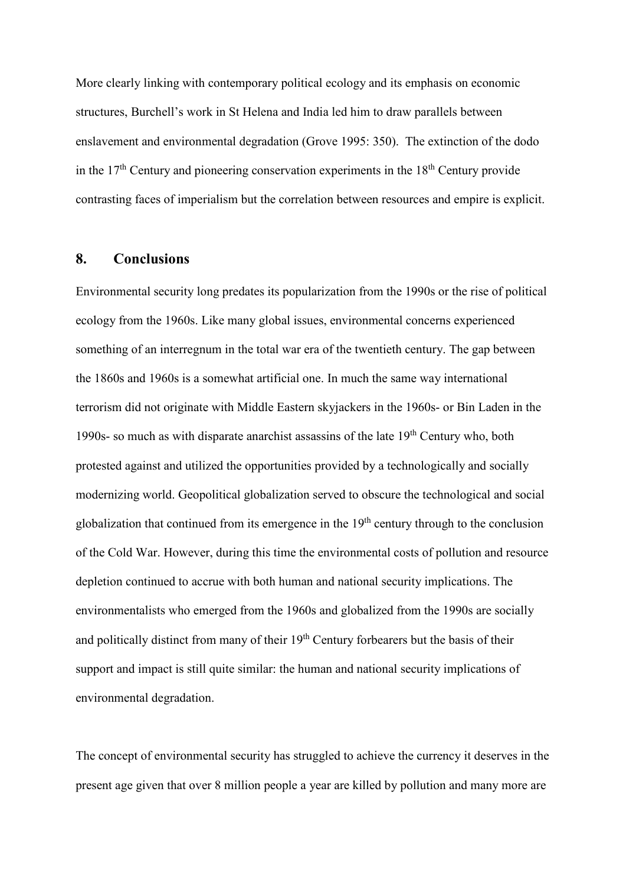More clearly linking with contemporary political ecology and its emphasis on economic structures, Burchell's work in St Helena and India led him to draw parallels between enslavement and environmental degradation (Grove 1995: 350). The extinction of the dodo in the 17th Century and pioneering conservation experiments in the 18th Century provide contrasting faces of imperialism but the correlation between resources and empire is explicit.

## 8. Conclusions

Environmental security long predates its popularization from the 1990s or the rise of political ecology from the 1960s. Like many global issues, environmental concerns experienced something of an interregnum in the total war era of the twentieth century. The gap between the 1860s and 1960s is a somewhat artificial one. In much the same way international terrorism did not originate with Middle Eastern skyjackers in the 1960s- or Bin Laden in the 1990s- so much as with disparate anarchist assassins of the late 19th Century who, both protested against and utilized the opportunities provided by a technologically and socially modernizing world. Geopolitical globalization served to obscure the technological and social globalization that continued from its emergence in the 19th century through to the conclusion of the Cold War. However, during this time the environmental costs of pollution and resource depletion continued to accrue with both human and national security implications. The environmentalists who emerged from the 1960s and globalized from the 1990s are socially and politically distinct from many of their 19th Century forbearers but the basis of their support and impact is still quite similar: the human and national security implications of environmental degradation.

The concept of environmental security has struggled to achieve the currency it deserves in the present age given that over 8 million people a year are killed by pollution and many more are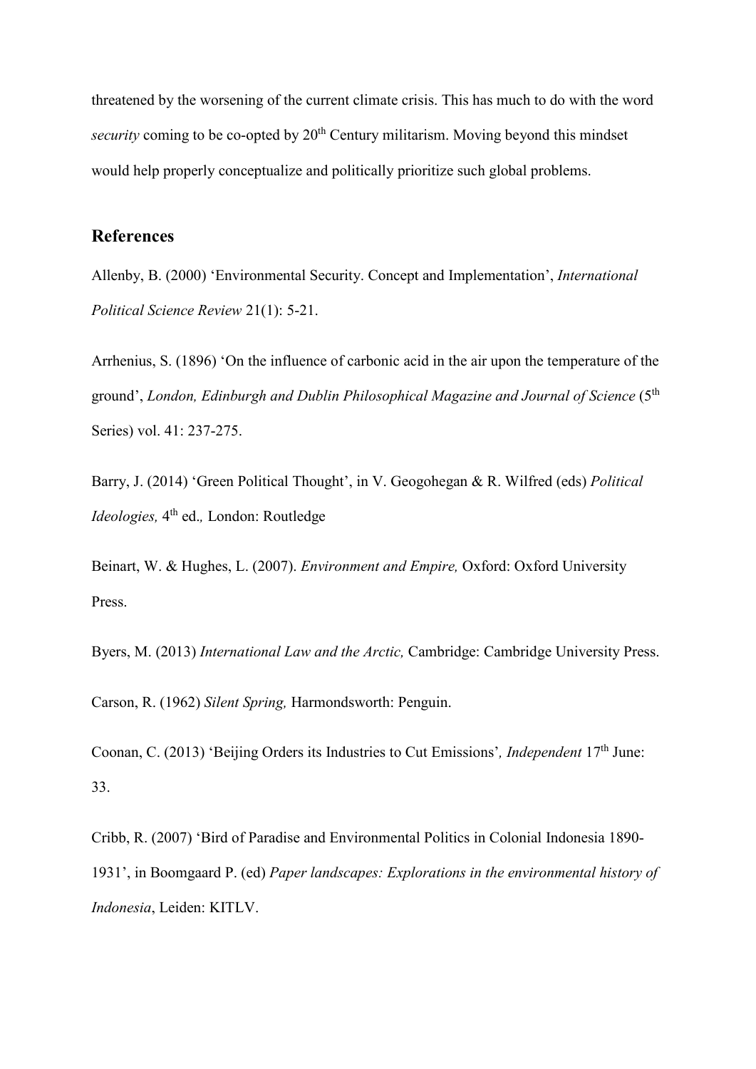threatened by the worsening of the current climate crisis. This has much to do with the word *security* coming to be co-opted by 20th Century militarism. Moving beyond this mindset would help properly conceptualize and politically prioritize such global problems.

## References

Allenby, B. (2000) 'Environmental Security. Concept and Implementation', *International Political Science Review* 21(1): 5-21.

Arrhenius, S. (1896) 'On the influence of carbonic acid in the air upon the temperature of the ground', *London, Edinburgh and Dublin Philosophical Magazine and Journal of Science* (5th Series) vol. 41: 237-275.

Barry, J. (2014) 'Green Political Thought', in V. Geogohegan & R. Wilfred (eds) *Political Ideologies,* 4th ed.*,* London: Routledge

Beinart, W. & Hughes, L. (2007). *Environment and Empire,* Oxford: Oxford University Press.

Byers, M. (2013) *International Law and the Arctic,* Cambridge: Cambridge University Press.

Carson, R. (1962) *Silent Spring,* Harmondsworth: Penguin.

Coonan, C. (2013) 'Beijing Orders its Industries to Cut Emissions'*, Independent* 17th June: 33.

Cribb, R. (2007) 'Bird of Paradise and Environmental Politics in Colonial Indonesia 1890-1931', in Boomgaard P. (ed) *Paper landscapes: Explorations in the environmental history of Indonesia*, Leiden: KITLV.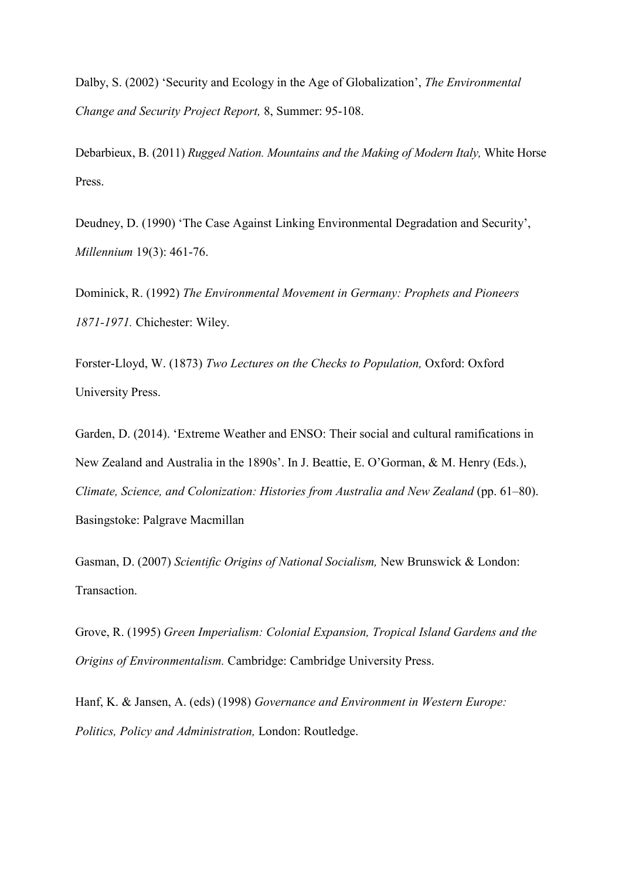Dalby, S. (2002) 'Security and Ecology in the Age of Globalization', *The Environmental Change and Security Project Report,* 8, Summer: 95-108.

Debarbieux, B. (2011) *Rugged Nation. Mountains and the Making of Modern Italy,* White Horse Press.

Deudney, D. (1990) 'The Case Against Linking Environmental Degradation and Security', *Millennium* 19(3): 461-76.

Dominick, R. (1992) *The Environmental Movement in Germany: Prophets and Pioneers 1871-1971.* Chichester: Wiley.

Forster-Lloyd, W. (1873) *Two Lectures on the Checks to Population,* Oxford: Oxford University Press.

Garden, D. (2014). 'Extreme Weather and ENSO: Their social and cultural ramifications in New Zealand and Australia in the 1890s'. In J. Beattie, E. O'Gorman, & M. Henry (Eds.), *Climate, Science, and Colonization: Histories from Australia and New Zealand* (pp. 61–80). Basingstoke: Palgrave Macmillan

Gasman, D. (2007) *Scientific Origins of National Socialism,* New Brunswick & London: Transaction.

Grove, R. (1995) *Green Imperialism: Colonial Expansion, Tropical Island Gardens and the Origins of Environmentalism.* Cambridge: Cambridge University Press.

Hanf, K. & Jansen, A. (eds) (1998) *Governance and Environment in Western Europe: Politics, Policy and Administration,* London: Routledge.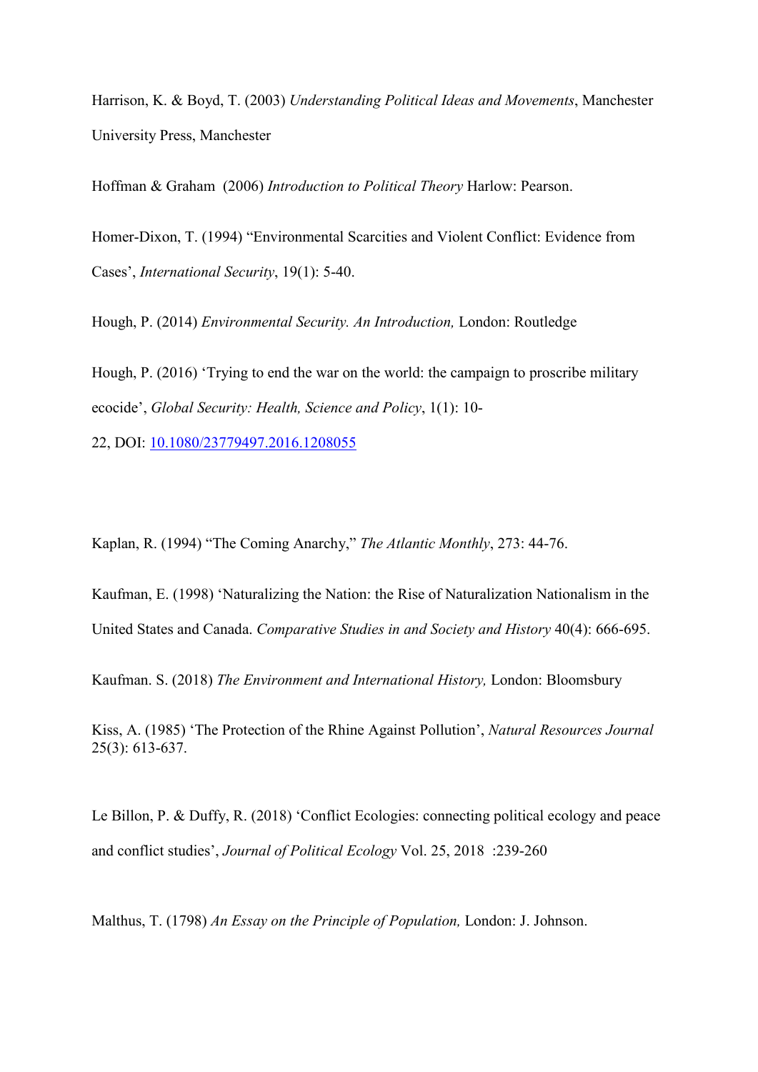Harrison, K. & Boyd, T. (2003) *Understanding Political Ideas and Movements*, Manchester University Press, Manchester

Hoffman & Graham (2006) *Introduction to Political Theory* Harlow: Pearson.

Homer-Dixon, T. (1994) "Environmental Scarcities and Violent Conflict: Evidence from Cases', *International Security*, 19(1): 5-40.

Hough, P. (2014) *Environmental Security. An Introduction,* London: Routledge

Hough, P. (2016) 'Trying to end the war on the world: the campaign to proscribe military ecocide', *Global Security: Health, Science and Policy*, 1(1): 10-22, DOI: [10.1080/23779497.2016.1208055](https://doi.org/10.1080/23779497.2016.1208055)

Kaplan, R. (1994) "The Coming Anarchy," *The Atlantic Monthly*, 273: 44-76.

Kaufman, E. (1998) 'Naturalizing the Nation: the Rise of Naturalization Nationalism in the United States and Canada. *Comparative Studies in and Society and History* 40(4): 666-695.

Kaufman. S. (2018) *The Environment and International History,* London: Bloomsbury

Kiss, A. (1985) 'The Protection of the Rhine Against Pollution', *Natural Resources Journal* 25(3): 613-637.

Le Billon, P. & Duffy, R. (2018) 'Conflict Ecologies: connecting political ecology and peace and conflict studies', *Journal of Political Ecology* Vol. 25, 2018 :239-260

Malthus, T. (1798) *An Essay on the Principle of Population,* London: J. Johnson.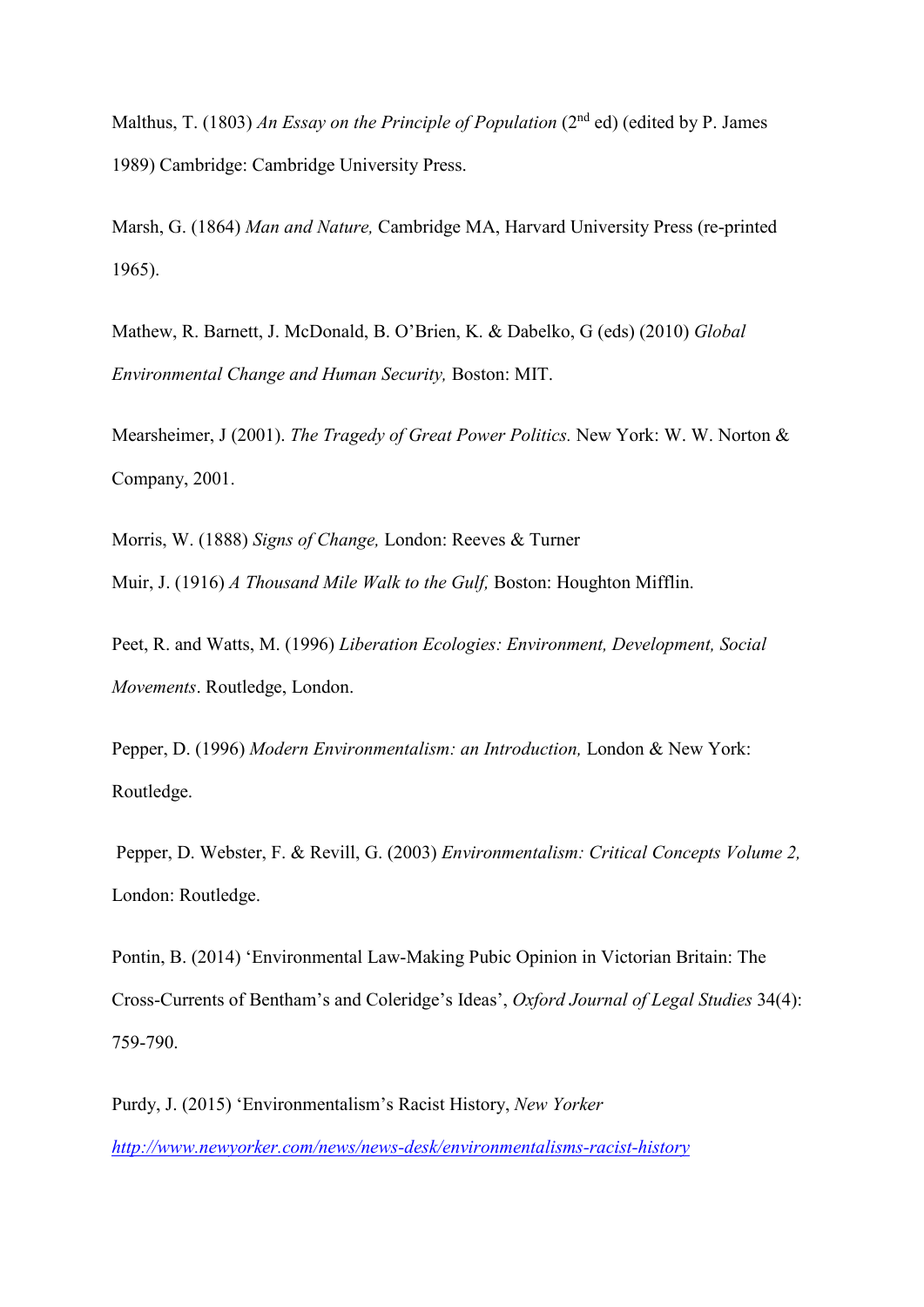Malthus, T. (1803) *An Essay on the Principle of Population* (2nd ed) (edited by P. James 1989) Cambridge: Cambridge University Press.

Marsh, G. (1864) *Man and Nature,* Cambridge MA, Harvard University Press (re-printed 1965).

Mathew, R. Barnett, J. McDonald, B. O'Brien, K. & Dabelko, G (eds) (2010) *Global Environmental Change and Human Security,* Boston: MIT.

Mearsheimer, J (2001). *The Tragedy of Great Power Politics.* New York: W. W. Norton & Company, 2001.

Morris, W. (1888) *Signs of Change,* London: Reeves & Turner

Muir, J. (1916) *A Thousand Mile Walk to the Gulf,* Boston: Houghton Mifflin.

Peet, R. and Watts, M. (1996) *Liberation Ecologies: Environment, Development, Social Movements*. Routledge, London.

Pepper, D. (1996) *Modern Environmentalism: an Introduction,* London & New York: Routledge.

Pepper, D. Webster, F. & Revill, G. (2003) *Environmentalism: Critical Concepts Volume 2,* London: Routledge.

Pontin, B. (2014) 'Environmental Law-Making Pubic Opinion in Victorian Britain: The Cross-Currents of Bentham's and Coleridge's Ideas', *Oxford Journal of Legal Studies* 34(4): 759-790.

Purdy, J. (2015) 'Environmentalism's Racist History, *New Yorker* http://www.newyorker.com/news/news-desk/environmentalisms-racist-history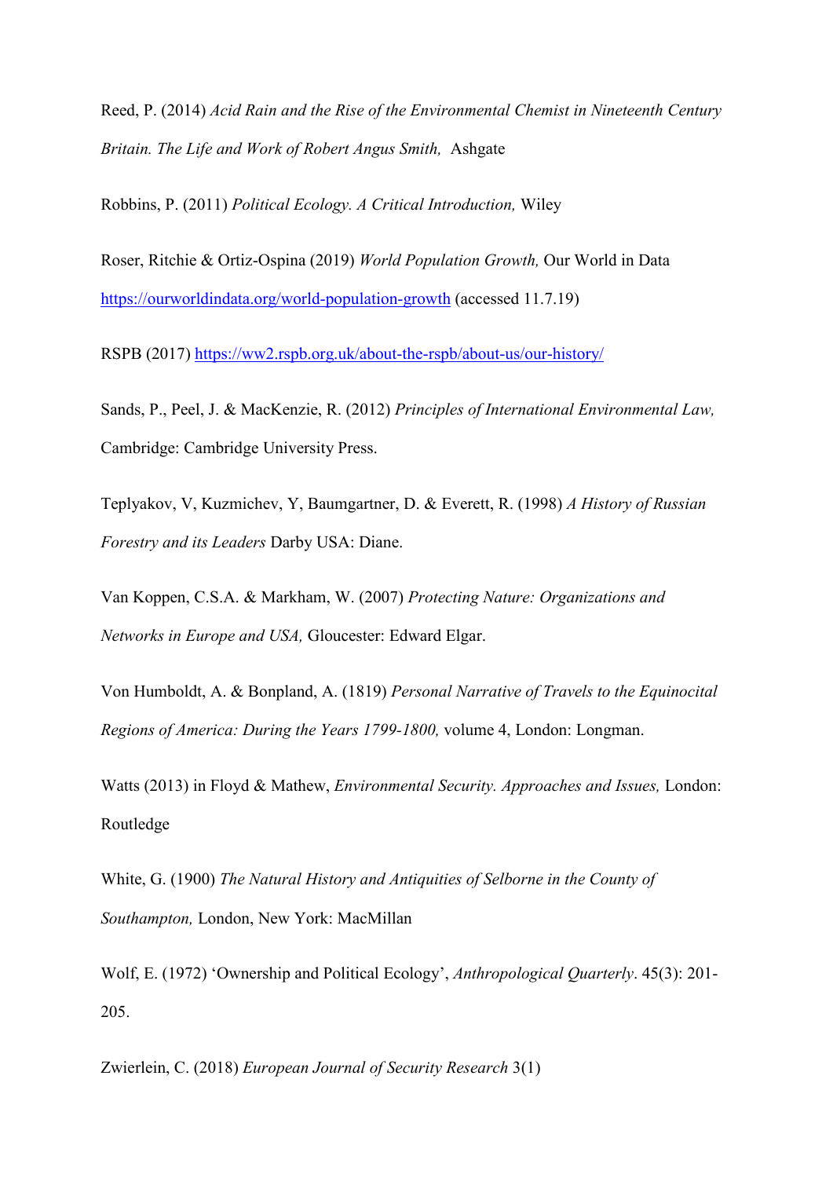Reed, P. (2014) *Acid Rain and the Rise of the Environmental Chemist in Nineteenth Century Britain. The Life and Work of Robert Angus Smith,* Ashgate

Robbins, P. (2011) *Political Ecology. A Critical Introduction,* Wiley

Roser, Ritchie & Ortiz-Ospina (2019) *World Population Growth,* Our World in Data https://ourworldindata.org/world-population-growth (accessed 11.7.19)

RSPB (2017) https://ww2.rspb.org.uk/about-the-rspb/about-us/our-history/

Sands, P., Peel, J. & MacKenzie, R. (2012) *Principles of International Environmental Law,* Cambridge: Cambridge University Press.

Teplyakov, V, Kuzmichev, Y, Baumgartner, D. & Everett, R. (1998) *A History of Russian Forestry and its Leaders* Darby USA: Diane.

Van Koppen, C.S.A. & Markham, W. (2007) *Protecting Nature: Organizations and Networks in Europe and USA,* Gloucester: Edward Elgar.

Von Humboldt, A. & Bonpland, A. (1819) *Personal Narrative of Travels to the Equinocital Regions of America: During the Years 1799-1800,* volume 4, London: Longman.

Watts (2013) in Floyd & Mathew, *Environmental Security. Approaches and Issues,* London: Routledge

White, G. (1900) *The Natural History and Antiquities of Selborne in the County of Southampton,* London, New York: MacMillan

Wolf, E. (1972) 'Ownership and Political Ecology', *Anthropological Quarterly*. 45(3): 201-205.

Zwierlein, C. (2018) *European Journal of Security Research* 3(1)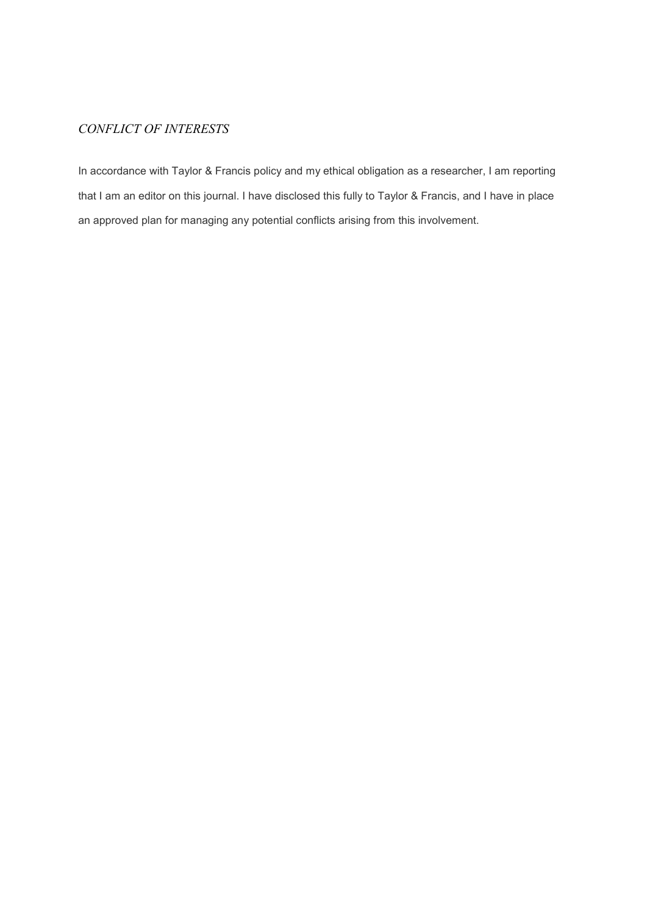*CONFLICT OF INTERESTS*

In accordance with Taylor & Francis policy and my ethical obligation as a researcher, I am reporting that I am an editor on this journal. I have disclosed this fully to Taylor & Francis, and I have in place an approved plan for managing any potential conflicts arising from this involvement.